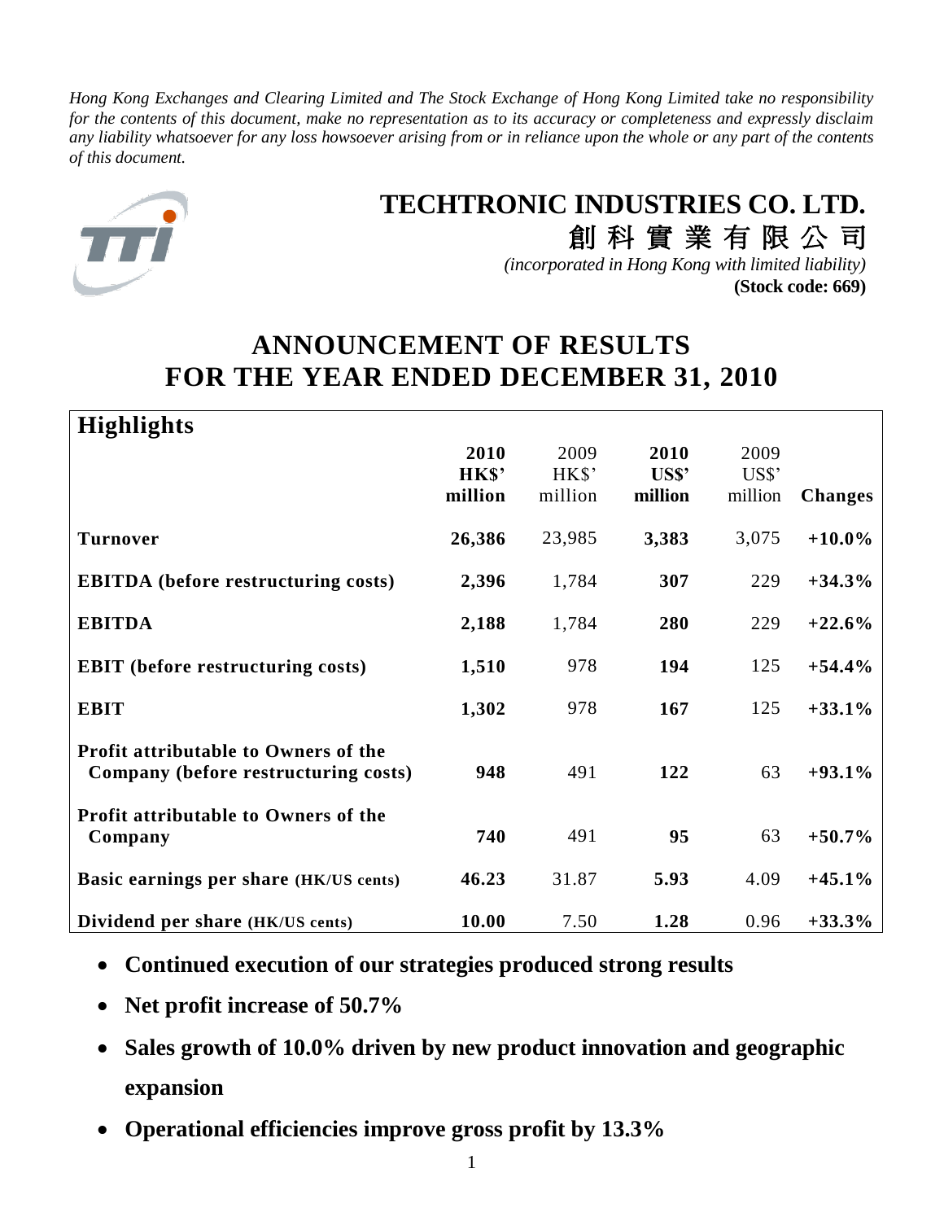*Hong Kong Exchanges and Clearing Limited and The Stock Exchange of Hong Kong Limited take no responsibility for the contents of this document, make no representation as to its accuracy or completeness and expressly disclaim any liability whatsoever for any loss howsoever arising from or in reliance upon the whole or any part of the contents of this document.*

# TECHTRONIC INDUSTRIES CO. LTD.
# 創科實業有限公司

*(incorporated in Hong Kong with limited liability)*
**(Stock code: 669)**

# ANNOUNCEMENT OF RESULTS FOR THE YEAR ENDED DECEMBER 31, 2010

## Highlights

| | **2010 HK$' million** | 2009 HK$' million | **2010 US$' million** | 2009 US$' million | **Changes** |
|---|---|---|---|---|---|
| **Turnover** | **26,386** | 23,985 | **3,383** | 3,075 | **+10.0%** |
| **EBITDA (before restructuring costs)** | **2,396** | 1,784 | **307** | 229 | **+34.3%** |
| **EBITDA** | **2,188** | 1,784 | **280** | 229 | **+22.6%** |
| **EBIT (before restructuring costs)** | **1,510** | 978 | **194** | 125 | **+54.4%** |
| **EBIT** | **1,302** | 978 | **167** | 125 | **+33.1%** |
| **Profit attributable to Owners of the Company (before restructuring costs)** | **948** | 491 | **122** | 63 | **+93.1%** |
| **Profit attributable to Owners of the Company** | **740** | 491 | **95** | 63 | **+50.7%** |
| **Basic earnings per share (HK/US cents)** | **46.23** | 31.87 | **5.93** | 4.09 | **+45.1%** |
| **Dividend per share (HK/US cents)** | **10.00** | 7.50 | **1.28** | 0.96 | **+33.3%** |

- **Continued execution of our strategies produced strong results**
- **Net profit increase of 50.7%**
- **Sales growth of 10.0% driven by new product innovation and geographic expansion**
- **Operational efficiencies improve gross profit by 13.3%**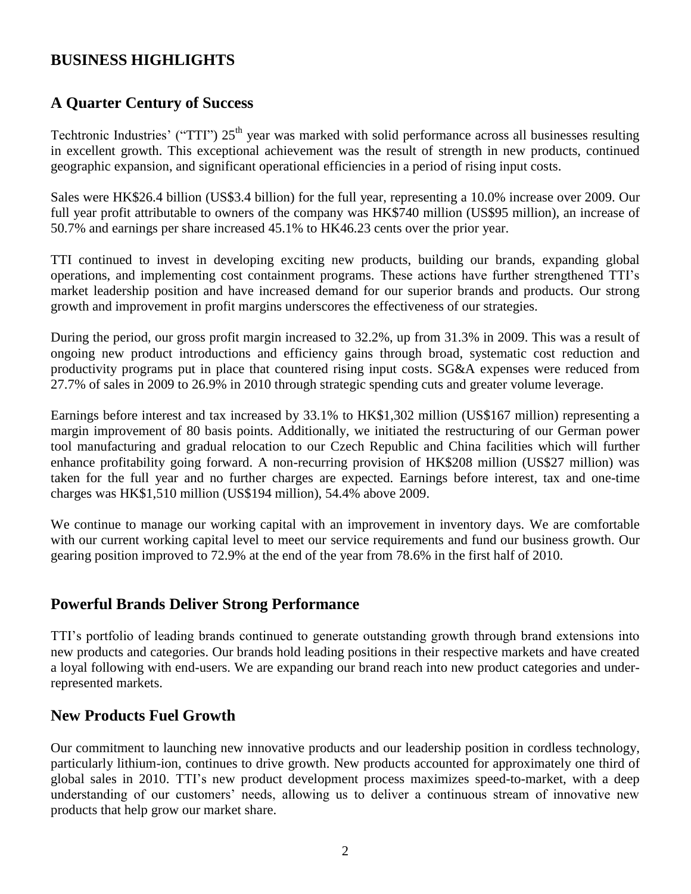# BUSINESS HIGHLIGHTS

## A Quarter Century of Success

Techtronic Industries' ("TTI") 25th year was marked with solid performance across all businesses resulting in excellent growth. This exceptional achievement was the result of strength in new products, continued geographic expansion, and significant operational efficiencies in a period of rising input costs.

Sales were HK$26.4 billion (US$3.4 billion) for the full year, representing a 10.0% increase over 2009. Our full year profit attributable to owners of the company was HK$740 million (US$95 million), an increase of 50.7% and earnings per share increased 45.1% to HK46.23 cents over the prior year.

TTI continued to invest in developing exciting new products, building our brands, expanding global operations, and implementing cost containment programs. These actions have further strengthened TTI's market leadership position and have increased demand for our superior brands and products. Our strong growth and improvement in profit margins underscores the effectiveness of our strategies.

During the period, our gross profit margin increased to 32.2%, up from 31.3% in 2009. This was a result of ongoing new product introductions and efficiency gains through broad, systematic cost reduction and productivity programs put in place that countered rising input costs. SG&A expenses were reduced from 27.7% of sales in 2009 to 26.9% in 2010 through strategic spending cuts and greater volume leverage.

Earnings before interest and tax increased by 33.1% to HK$1,302 million (US$167 million) representing a margin improvement of 80 basis points. Additionally, we initiated the restructuring of our German power tool manufacturing and gradual relocation to our Czech Republic and China facilities which will further enhance profitability going forward. A non-recurring provision of HK$208 million (US$27 million) was taken for the full year and no further charges are expected. Earnings before interest, tax and one-time charges was HK$1,510 million (US$194 million), 54.4% above 2009.

We continue to manage our working capital with an improvement in inventory days. We are comfortable with our current working capital level to meet our service requirements and fund our business growth. Our gearing position improved to 72.9% at the end of the year from 78.6% in the first half of 2010.

## Powerful Brands Deliver Strong Performance

TTI's portfolio of leading brands continued to generate outstanding growth through brand extensions into new products and categories. Our brands hold leading positions in their respective markets and have created a loyal following with end-users. We are expanding our brand reach into new product categories and under-represented markets.

## New Products Fuel Growth

Our commitment to launching new innovative products and our leadership position in cordless technology, particularly lithium-ion, continues to drive growth. New products accounted for approximately one third of global sales in 2010. TTI's new product development process maximizes speed-to-market, with a deep understanding of our customers' needs, allowing us to deliver a continuous stream of innovative new products that help grow our market share.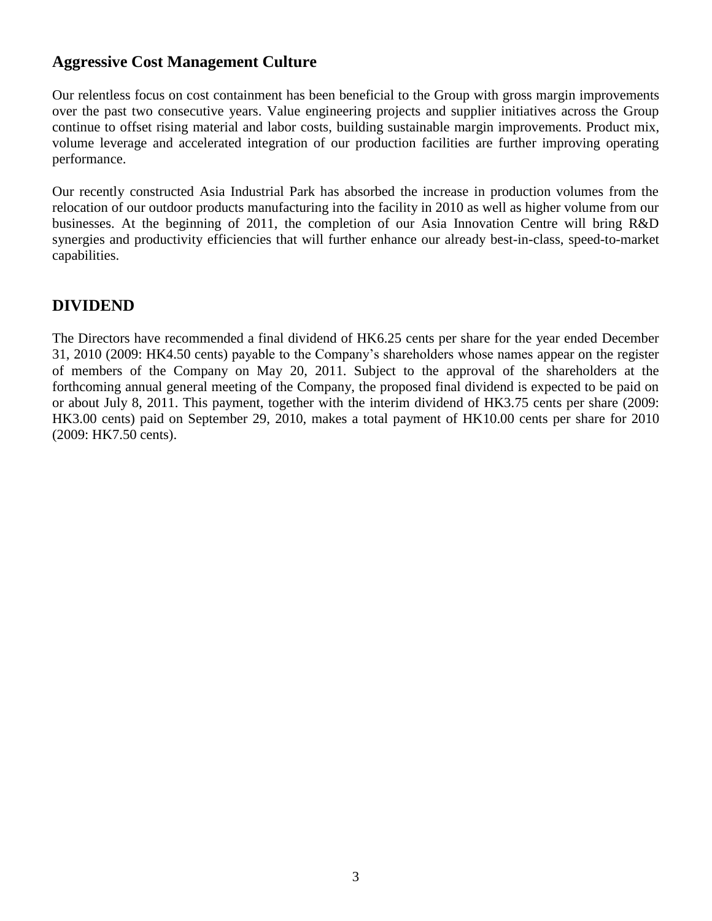## Aggressive Cost Management Culture

Our relentless focus on cost containment has been beneficial to the Group with gross margin improvements over the past two consecutive years. Value engineering projects and supplier initiatives across the Group continue to offset rising material and labor costs, building sustainable margin improvements. Product mix, volume leverage and accelerated integration of our production facilities are further improving operating performance.

Our recently constructed Asia Industrial Park has absorbed the increase in production volumes from the relocation of our outdoor products manufacturing into the facility in 2010 as well as higher volume from our businesses. At the beginning of 2011, the completion of our Asia Innovation Centre will bring R&D synergies and productivity efficiencies that will further enhance our already best-in-class, speed-to-market capabilities.

# DIVIDEND

The Directors have recommended a final dividend of HK6.25 cents per share for the year ended December 31, 2010 (2009: HK4.50 cents) payable to the Company's shareholders whose names appear on the register of members of the Company on May 20, 2011. Subject to the approval of the shareholders at the forthcoming annual general meeting of the Company, the proposed final dividend is expected to be paid on or about July 8, 2011. This payment, together with the interim dividend of HK3.75 cents per share (2009: HK3.00 cents) paid on September 29, 2010, makes a total payment of HK10.00 cents per share for 2010 (2009: HK7.50 cents).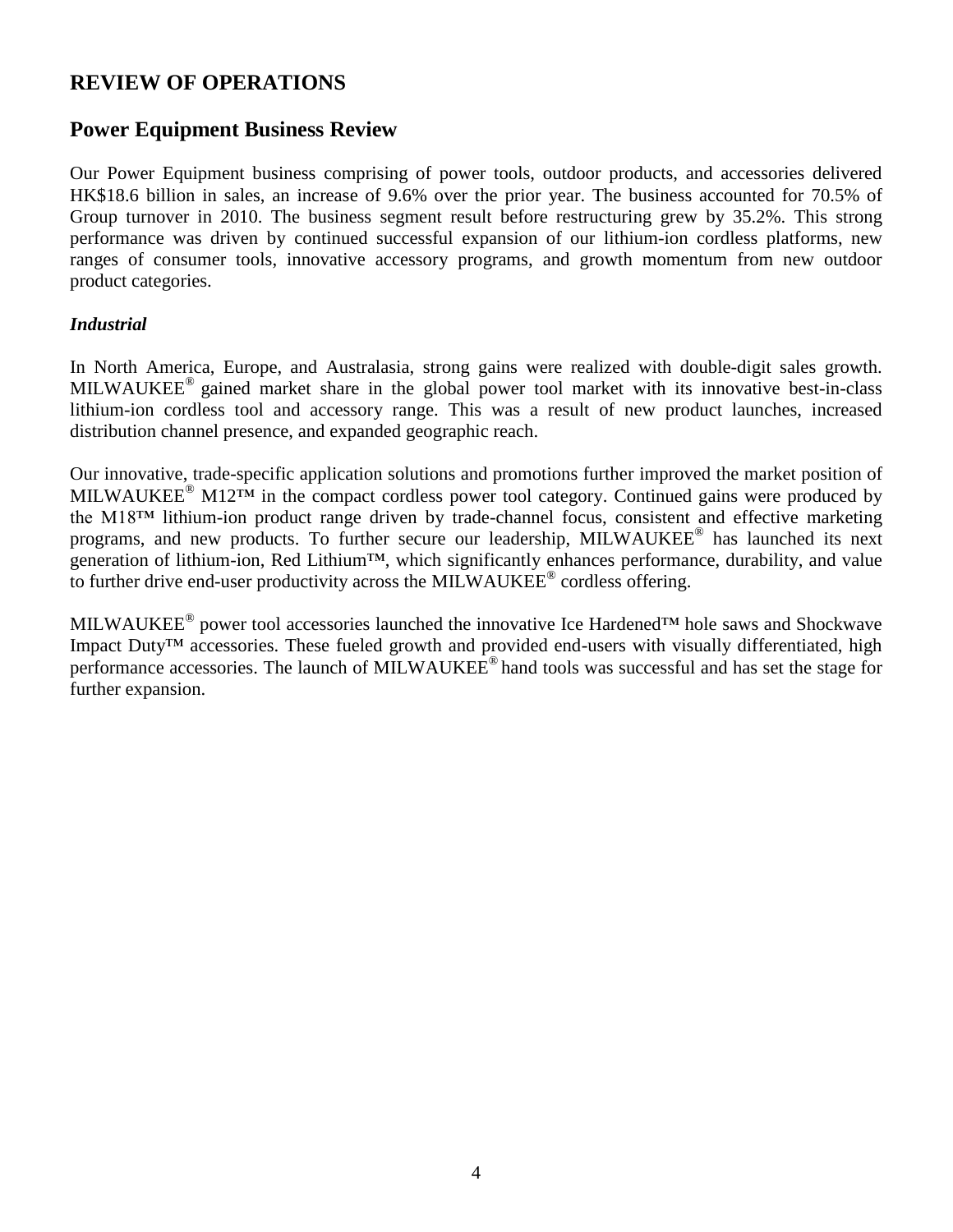# REVIEW OF OPERATIONS

## Power Equipment Business Review

Our Power Equipment business comprising of power tools, outdoor products, and accessories delivered HK$18.6 billion in sales, an increase of 9.6% over the prior year. The business accounted for 70.5% of Group turnover in 2010. The business segment result before restructuring grew by 35.2%. This strong performance was driven by continued successful expansion of our lithium-ion cordless platforms, new ranges of consumer tools, innovative accessory programs, and growth momentum from new outdoor product categories.

### *Industrial*

In North America, Europe, and Australasia, strong gains were realized with double-digit sales growth. MILWAUKEE® gained market share in the global power tool market with its innovative best-in-class lithium-ion cordless tool and accessory range. This was a result of new product launches, increased distribution channel presence, and expanded geographic reach.

Our innovative, trade-specific application solutions and promotions further improved the market position of MILWAUKEE® M12™ in the compact cordless power tool category. Continued gains were produced by the M18™ lithium-ion product range driven by trade-channel focus, consistent and effective marketing programs, and new products. To further secure our leadership, MILWAUKEE® has launched its next generation of lithium-ion, Red Lithium™, which significantly enhances performance, durability, and value to further drive end-user productivity across the MILWAUKEE® cordless offering.

MILWAUKEE® power tool accessories launched the innovative Ice Hardened™ hole saws and Shockwave Impact Duty™ accessories. These fueled growth and provided end-users with visually differentiated, high performance accessories. The launch of MILWAUKEE® hand tools was successful and has set the stage for further expansion.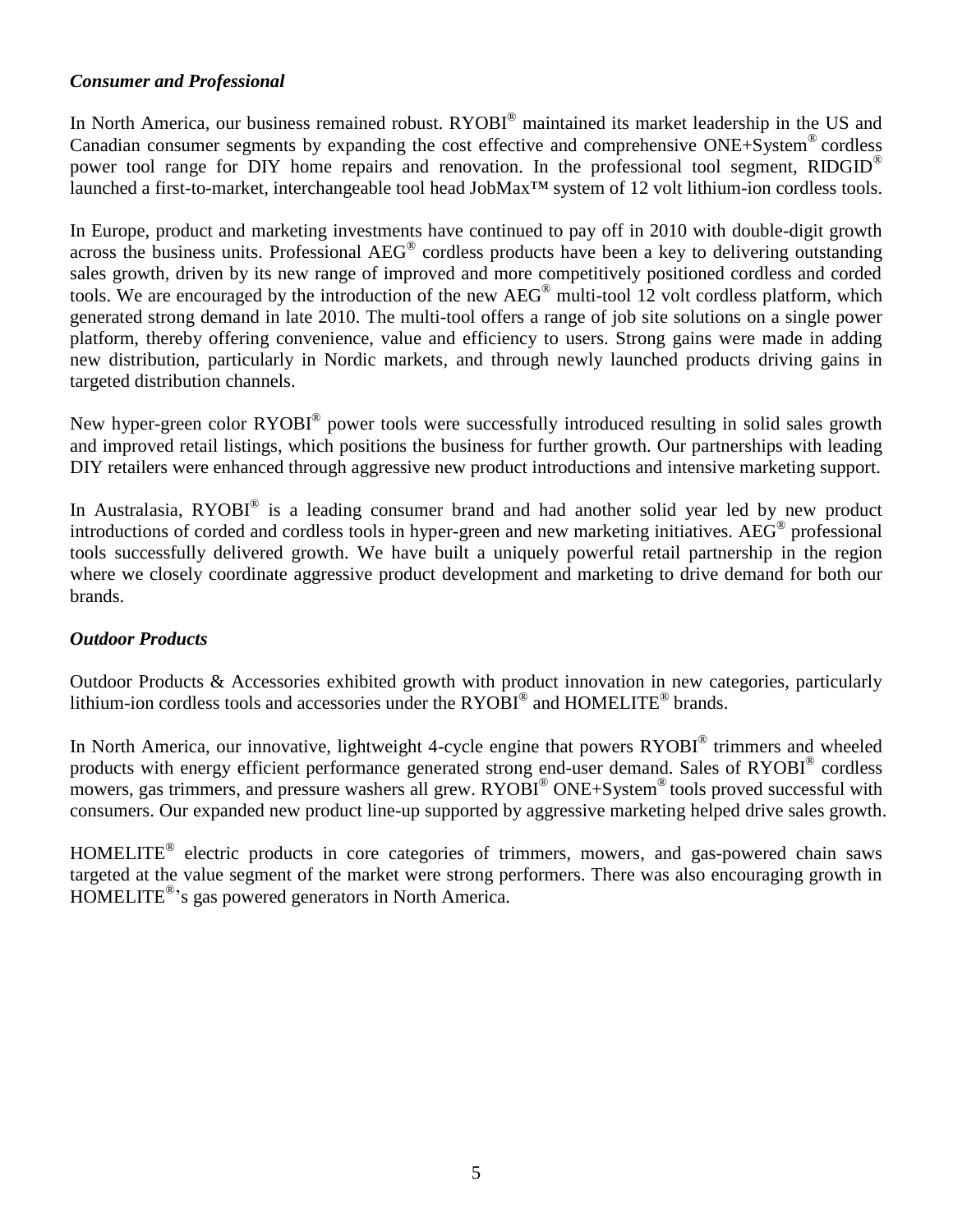***Consumer and Professional***

In North America, our business remained robust. RYOBI® maintained its market leadership in the US and Canadian consumer segments by expanding the cost effective and comprehensive ONE+System® cordless power tool range for DIY home repairs and renovation. In the professional tool segment, RIDGID® launched a first-to-market, interchangeable tool head JobMax™ system of 12 volt lithium-ion cordless tools.

In Europe, product and marketing investments have continued to pay off in 2010 with double-digit growth across the business units. Professional AEG® cordless products have been a key to delivering outstanding sales growth, driven by its new range of improved and more competitively positioned cordless and corded tools. We are encouraged by the introduction of the new AEG® multi-tool 12 volt cordless platform, which generated strong demand in late 2010. The multi-tool offers a range of job site solutions on a single power platform, thereby offering convenience, value and efficiency to users. Strong gains were made in adding new distribution, particularly in Nordic markets, and through newly launched products driving gains in targeted distribution channels.

New hyper-green color RYOBI® power tools were successfully introduced resulting in solid sales growth and improved retail listings, which positions the business for further growth. Our partnerships with leading DIY retailers were enhanced through aggressive new product introductions and intensive marketing support.

In Australasia, RYOBI® is a leading consumer brand and had another solid year led by new product introductions of corded and cordless tools in hyper-green and new marketing initiatives. AEG® professional tools successfully delivered growth. We have built a uniquely powerful retail partnership in the region where we closely coordinate aggressive product development and marketing to drive demand for both our brands.

***Outdoor Products***

Outdoor Products & Accessories exhibited growth with product innovation in new categories, particularly lithium-ion cordless tools and accessories under the RYOBI® and HOMELITE® brands.

In North America, our innovative, lightweight 4-cycle engine that powers RYOBI® trimmers and wheeled products with energy efficient performance generated strong end-user demand. Sales of RYOBI® cordless mowers, gas trimmers, and pressure washers all grew. RYOBI® ONE+System® tools proved successful with consumers. Our expanded new product line-up supported by aggressive marketing helped drive sales growth.

HOMELITE® electric products in core categories of trimmers, mowers, and gas-powered chain saws targeted at the value segment of the market were strong performers. There was also encouraging growth in HOMELITE®'s gas powered generators in North America.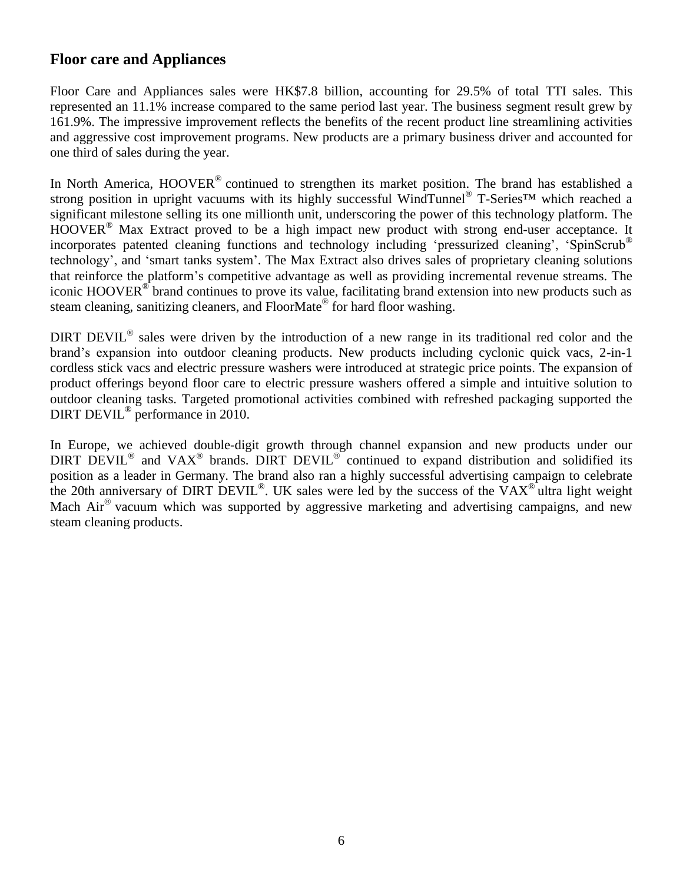## Floor care and Appliances

Floor Care and Appliances sales were HK$7.8 billion, accounting for 29.5% of total TTI sales. This represented an 11.1% increase compared to the same period last year. The business segment result grew by 161.9%. The impressive improvement reflects the benefits of the recent product line streamlining activities and aggressive cost improvement programs. New products are a primary business driver and accounted for one third of sales during the year.

In North America, HOOVER® continued to strengthen its market position. The brand has established a strong position in upright vacuums with its highly successful WindTunnel® T-Series™ which reached a significant milestone selling its one millionth unit, underscoring the power of this technology platform. The HOOVER® Max Extract proved to be a high impact new product with strong end-user acceptance. It incorporates patented cleaning functions and technology including 'pressurized cleaning', 'SpinScrub® technology', and 'smart tanks system'. The Max Extract also drives sales of proprietary cleaning solutions that reinforce the platform's competitive advantage as well as providing incremental revenue streams. The iconic HOOVER® brand continues to prove its value, facilitating brand extension into new products such as steam cleaning, sanitizing cleaners, and FloorMate® for hard floor washing.

DIRT DEVIL® sales were driven by the introduction of a new range in its traditional red color and the brand's expansion into outdoor cleaning products. New products including cyclonic quick vacs, 2-in-1 cordless stick vacs and electric pressure washers were introduced at strategic price points. The expansion of product offerings beyond floor care to electric pressure washers offered a simple and intuitive solution to outdoor cleaning tasks. Targeted promotional activities combined with refreshed packaging supported the DIRT DEVIL® performance in 2010.

In Europe, we achieved double-digit growth through channel expansion and new products under our DIRT DEVIL® and VAX® brands. DIRT DEVIL® continued to expand distribution and solidified its position as a leader in Germany. The brand also ran a highly successful advertising campaign to celebrate the 20th anniversary of DIRT DEVIL®. UK sales were led by the success of the VAX® ultra light weight Mach Air® vacuum which was supported by aggressive marketing and advertising campaigns, and new steam cleaning products.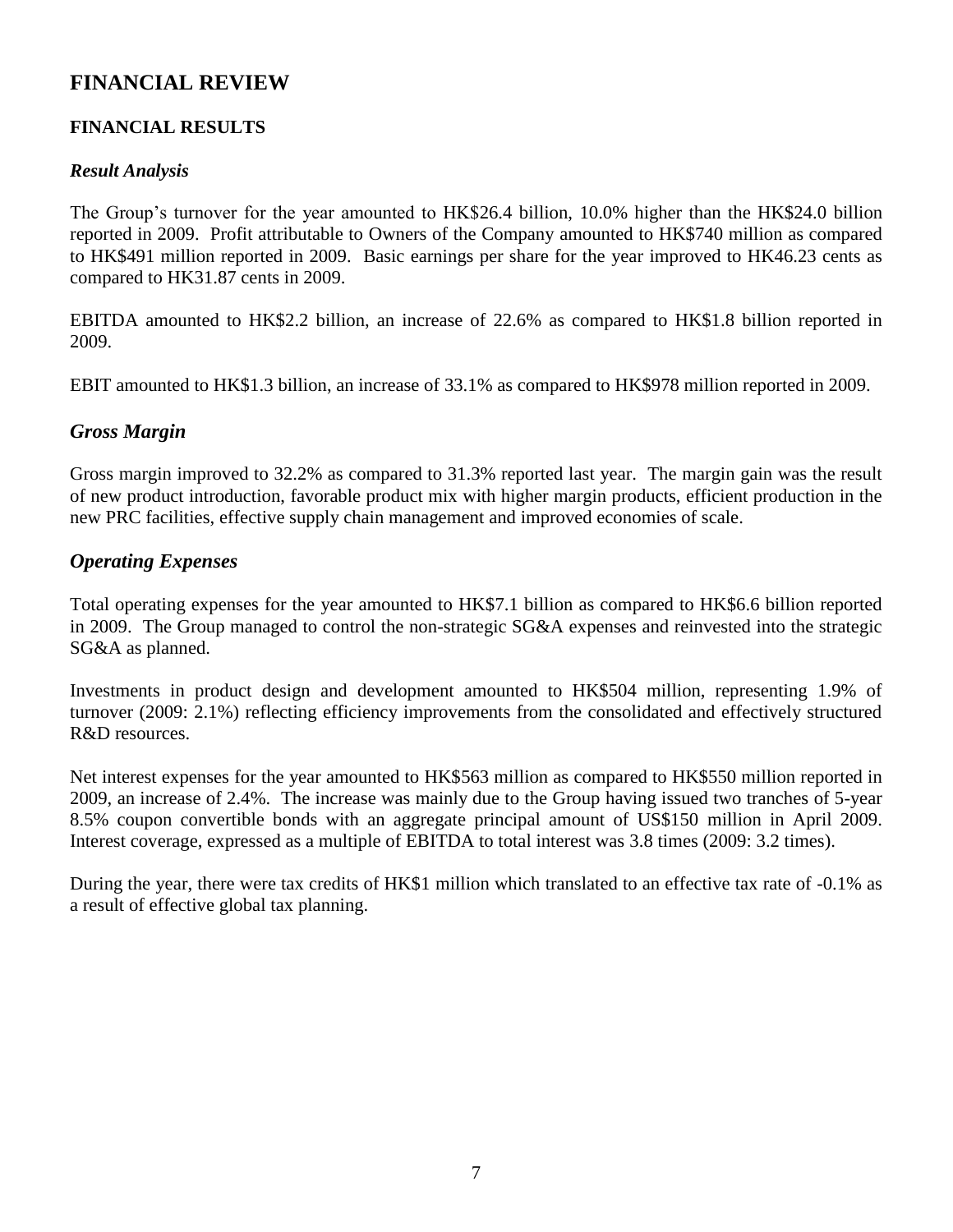# FINANCIAL REVIEW

## FINANCIAL RESULTS

### *Result Analysis*

The Group's turnover for the year amounted to HK$26.4 billion, 10.0% higher than the HK$24.0 billion reported in 2009. Profit attributable to Owners of the Company amounted to HK$740 million as compared to HK$491 million reported in 2009. Basic earnings per share for the year improved to HK46.23 cents as compared to HK31.87 cents in 2009.

EBITDA amounted to HK$2.2 billion, an increase of 22.6% as compared to HK$1.8 billion reported in 2009.

EBIT amounted to HK$1.3 billion, an increase of 33.1% as compared to HK$978 million reported in 2009.

### *Gross Margin*

Gross margin improved to 32.2% as compared to 31.3% reported last year. The margin gain was the result of new product introduction, favorable product mix with higher margin products, efficient production in the new PRC facilities, effective supply chain management and improved economies of scale.

### *Operating Expenses*

Total operating expenses for the year amounted to HK$7.1 billion as compared to HK$6.6 billion reported in 2009. The Group managed to control the non-strategic SG&A expenses and reinvested into the strategic SG&A as planned.

Investments in product design and development amounted to HK$504 million, representing 1.9% of turnover (2009: 2.1%) reflecting efficiency improvements from the consolidated and effectively structured R&D resources.

Net interest expenses for the year amounted to HK$563 million as compared to HK$550 million reported in 2009, an increase of 2.4%. The increase was mainly due to the Group having issued two tranches of 5-year 8.5% coupon convertible bonds with an aggregate principal amount of US$150 million in April 2009. Interest coverage, expressed as a multiple of EBITDA to total interest was 3.8 times (2009: 3.2 times).

During the year, there were tax credits of HK$1 million which translated to an effective tax rate of -0.1% as a result of effective global tax planning.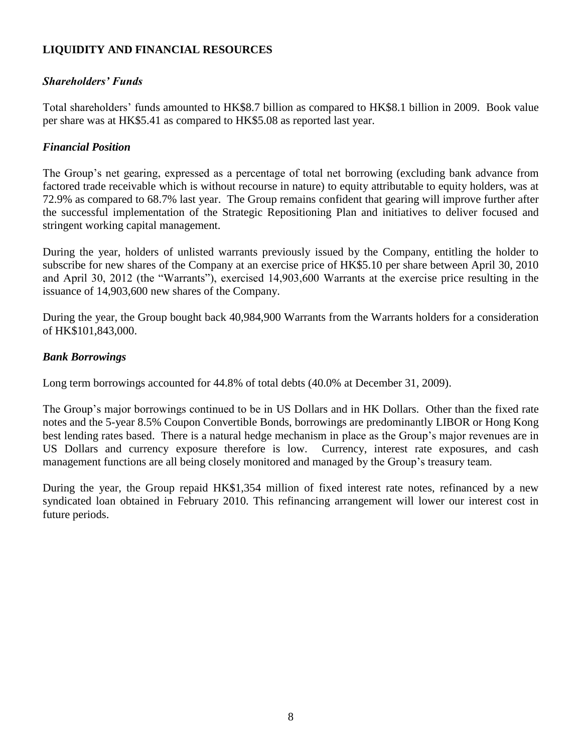## LIQUIDITY AND FINANCIAL RESOURCES

### *Shareholders' Funds*

Total shareholders' funds amounted to HK$8.7 billion as compared to HK$8.1 billion in 2009. Book value per share was at HK$5.41 as compared to HK$5.08 as reported last year.

### *Financial Position*

The Group's net gearing, expressed as a percentage of total net borrowing (excluding bank advance from factored trade receivable which is without recourse in nature) to equity attributable to equity holders, was at 72.9% as compared to 68.7% last year. The Group remains confident that gearing will improve further after the successful implementation of the Strategic Repositioning Plan and initiatives to deliver focused and stringent working capital management.

During the year, holders of unlisted warrants previously issued by the Company, entitling the holder to subscribe for new shares of the Company at an exercise price of HK$5.10 per share between April 30, 2010 and April 30, 2012 (the "Warrants"), exercised 14,903,600 Warrants at the exercise price resulting in the issuance of 14,903,600 new shares of the Company.

During the year, the Group bought back 40,984,900 Warrants from the Warrants holders for a consideration of HK$101,843,000.

### *Bank Borrowings*

Long term borrowings accounted for 44.8% of total debts (40.0% at December 31, 2009).

The Group's major borrowings continued to be in US Dollars and in HK Dollars. Other than the fixed rate notes and the 5-year 8.5% Coupon Convertible Bonds, borrowings are predominantly LIBOR or Hong Kong best lending rates based. There is a natural hedge mechanism in place as the Group's major revenues are in US Dollars and currency exposure therefore is low. Currency, interest rate exposures, and cash management functions are all being closely monitored and managed by the Group's treasury team.

During the year, the Group repaid HK$1,354 million of fixed interest rate notes, refinanced by a new syndicated loan obtained in February 2010. This refinancing arrangement will lower our interest cost in future periods.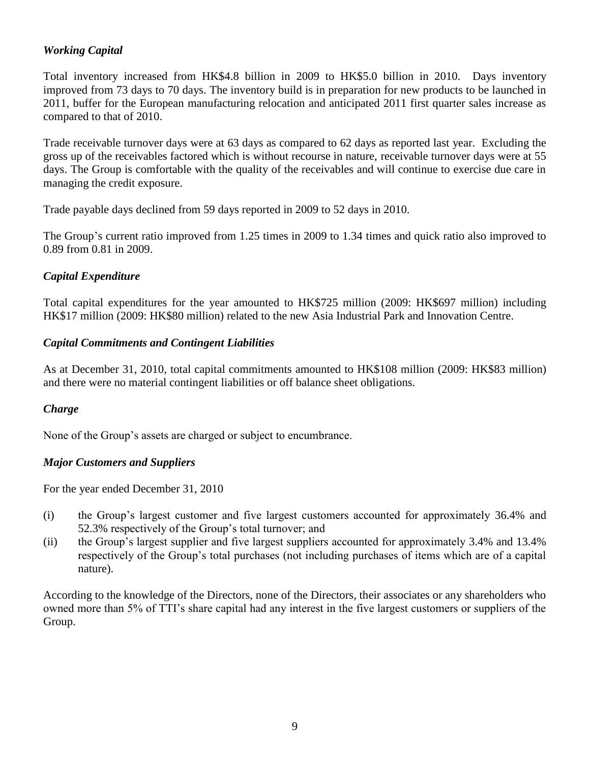### *Working Capital*

Total inventory increased from HK$4.8 billion in 2009 to HK$5.0 billion in 2010. Days inventory improved from 73 days to 70 days. The inventory build is in preparation for new products to be launched in 2011, buffer for the European manufacturing relocation and anticipated 2011 first quarter sales increase as compared to that of 2010.

Trade receivable turnover days were at 63 days as compared to 62 days as reported last year. Excluding the gross up of the receivables factored which is without recourse in nature, receivable turnover days were at 55 days. The Group is comfortable with the quality of the receivables and will continue to exercise due care in managing the credit exposure.

Trade payable days declined from 59 days reported in 2009 to 52 days in 2010.

The Group's current ratio improved from 1.25 times in 2009 to 1.34 times and quick ratio also improved to 0.89 from 0.81 in 2009.

### *Capital Expenditure*

Total capital expenditures for the year amounted to HK$725 million (2009: HK$697 million) including HK$17 million (2009: HK$80 million) related to the new Asia Industrial Park and Innovation Centre.

### *Capital Commitments and Contingent Liabilities*

As at December 31, 2010, total capital commitments amounted to HK$108 million (2009: HK$83 million) and there were no material contingent liabilities or off balance sheet obligations.

### *Charge*

None of the Group's assets are charged or subject to encumbrance.

### *Major Customers and Suppliers*

For the year ended December 31, 2010

(i) the Group's largest customer and five largest customers accounted for approximately 36.4% and 52.3% respectively of the Group's total turnover; and

(ii) the Group's largest supplier and five largest suppliers accounted for approximately 3.4% and 13.4% respectively of the Group's total purchases (not including purchases of items which are of a capital nature).

According to the knowledge of the Directors, none of the Directors, their associates or any shareholders who owned more than 5% of TTI's share capital had any interest in the five largest customers or suppliers of the Group.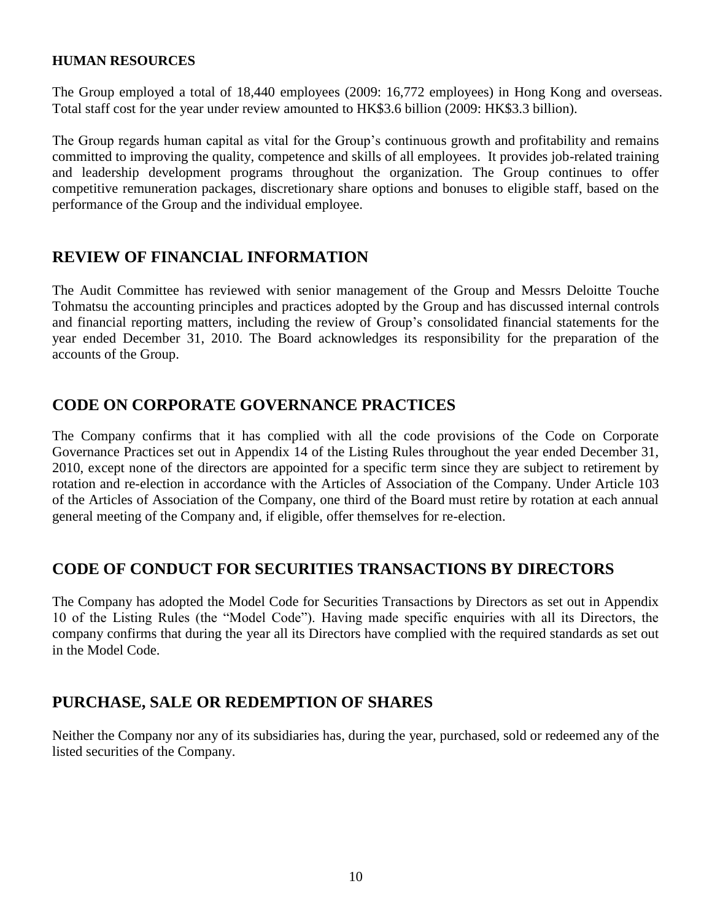**HUMAN RESOURCES**

The Group employed a total of 18,440 employees (2009: 16,772 employees) in Hong Kong and overseas. Total staff cost for the year under review amounted to HK$3.6 billion (2009: HK$3.3 billion).

The Group regards human capital as vital for the Group's continuous growth and profitability and remains committed to improving the quality, competence and skills of all employees. It provides job-related training and leadership development programs throughout the organization. The Group continues to offer competitive remuneration packages, discretionary share options and bonuses to eligible staff, based on the performance of the Group and the individual employee.

## REVIEW OF FINANCIAL INFORMATION

The Audit Committee has reviewed with senior management of the Group and Messrs Deloitte Touche Tohmatsu the accounting principles and practices adopted by the Group and has discussed internal controls and financial reporting matters, including the review of Group's consolidated financial statements for the year ended December 31, 2010. The Board acknowledges its responsibility for the preparation of the accounts of the Group.

## CODE ON CORPORATE GOVERNANCE PRACTICES

The Company confirms that it has complied with all the code provisions of the Code on Corporate Governance Practices set out in Appendix 14 of the Listing Rules throughout the year ended December 31, 2010, except none of the directors are appointed for a specific term since they are subject to retirement by rotation and re-election in accordance with the Articles of Association of the Company. Under Article 103 of the Articles of Association of the Company, one third of the Board must retire by rotation at each annual general meeting of the Company and, if eligible, offer themselves for re-election.

## CODE OF CONDUCT FOR SECURITIES TRANSACTIONS BY DIRECTORS

The Company has adopted the Model Code for Securities Transactions by Directors as set out in Appendix 10 of the Listing Rules (the "Model Code"). Having made specific enquiries with all its Directors, the company confirms that during the year all its Directors have complied with the required standards as set out in the Model Code.

## PURCHASE, SALE OR REDEMPTION OF SHARES

Neither the Company nor any of its subsidiaries has, during the year, purchased, sold or redeemed any of the listed securities of the Company.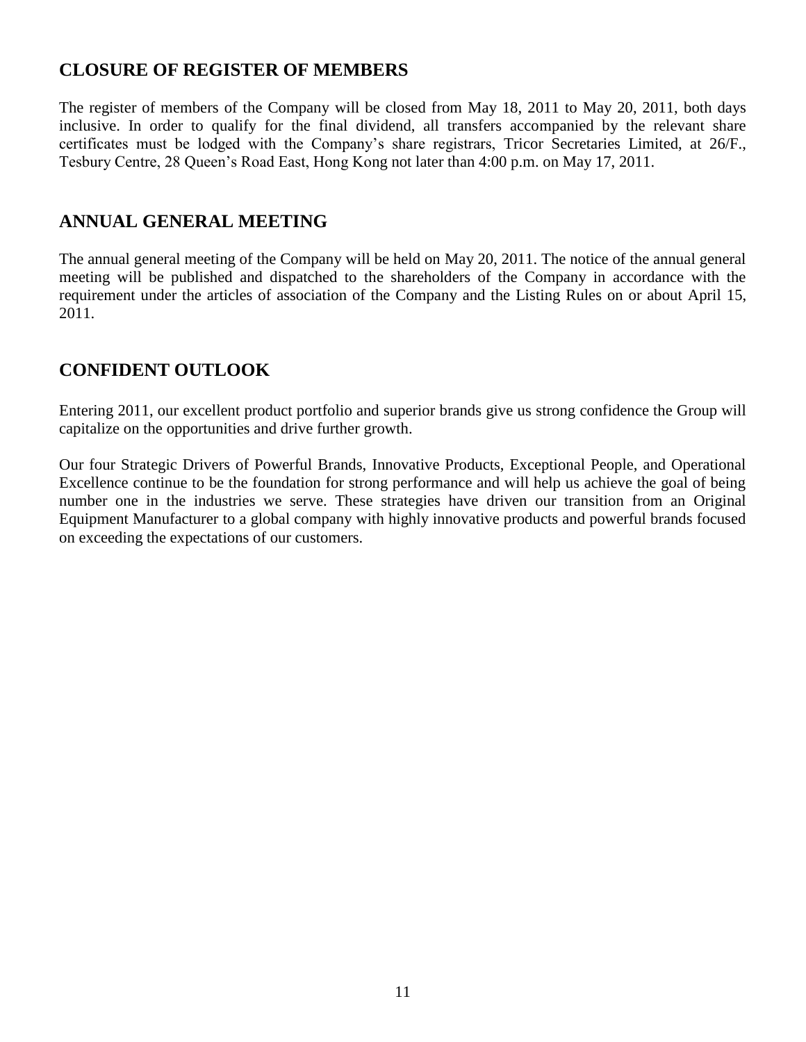## CLOSURE OF REGISTER OF MEMBERS

The register of members of the Company will be closed from May 18, 2011 to May 20, 2011, both days inclusive. In order to qualify for the final dividend, all transfers accompanied by the relevant share certificates must be lodged with the Company's share registrars, Tricor Secretaries Limited, at 26/F., Tesbury Centre, 28 Queen's Road East, Hong Kong not later than 4:00 p.m. on May 17, 2011.

## ANNUAL GENERAL MEETING

The annual general meeting of the Company will be held on May 20, 2011. The notice of the annual general meeting will be published and dispatched to the shareholders of the Company in accordance with the requirement under the articles of association of the Company and the Listing Rules on or about April 15, 2011.

## CONFIDENT OUTLOOK

Entering 2011, our excellent product portfolio and superior brands give us strong confidence the Group will capitalize on the opportunities and drive further growth.

Our four Strategic Drivers of Powerful Brands, Innovative Products, Exceptional People, and Operational Excellence continue to be the foundation for strong performance and will help us achieve the goal of being number one in the industries we serve. These strategies have driven our transition from an Original Equipment Manufacturer to a global company with highly innovative products and powerful brands focused on exceeding the expectations of our customers.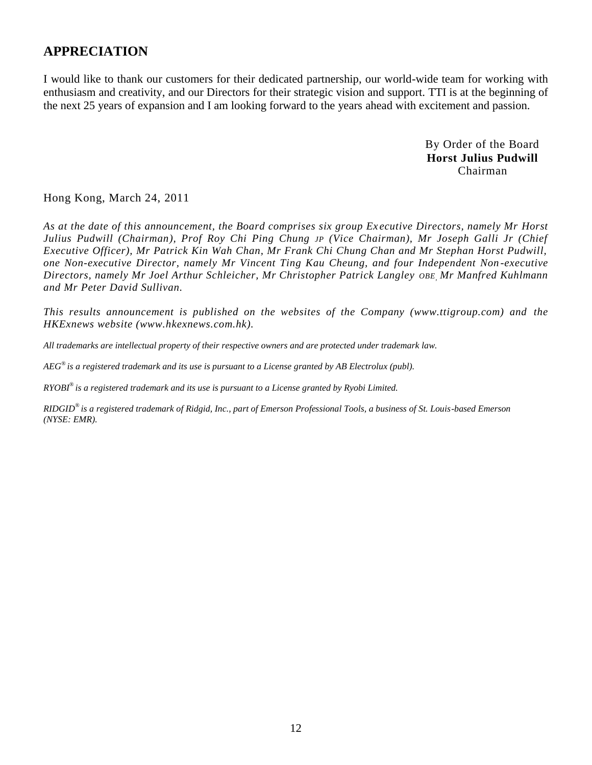## APPRECIATION

I would like to thank our customers for their dedicated partnership, our world-wide team for working with enthusiasm and creativity, and our Directors for their strategic vision and support. TTI is at the beginning of the next 25 years of expansion and I am looking forward to the years ahead with excitement and passion.

By Order of the Board
**Horst Julius Pudwill**
Chairman

Hong Kong, March 24, 2011

*As at the date of this announcement, the Board comprises six group Executive Directors, namely Mr Horst Julius Pudwill (Chairman), Prof Roy Chi Ping Chung JP (Vice Chairman), Mr Joseph Galli Jr (Chief Executive Officer), Mr Patrick Kin Wah Chan, Mr Frank Chi Chung Chan and Mr Stephan Horst Pudwill, one Non-executive Director, namely Mr Vincent Ting Kau Cheung, and four Independent Non-executive Directors, namely Mr Joel Arthur Schleicher, Mr Christopher Patrick Langley OBE, Mr Manfred Kuhlmann and Mr Peter David Sullivan.*

*This results announcement is published on the websites of the Company (www.ttigroup.com) and the HKExnews website (www.hkexnews.com.hk).*

*All trademarks are intellectual property of their respective owners and are protected under trademark law.*

*AEG® is a registered trademark and its use is pursuant to a License granted by AB Electrolux (publ).*

*RYOBI® is a registered trademark and its use is pursuant to a License granted by Ryobi Limited.*

*RIDGID® is a registered trademark of Ridgid, Inc., part of Emerson Professional Tools, a business of St. Louis-based Emerson (NYSE: EMR).*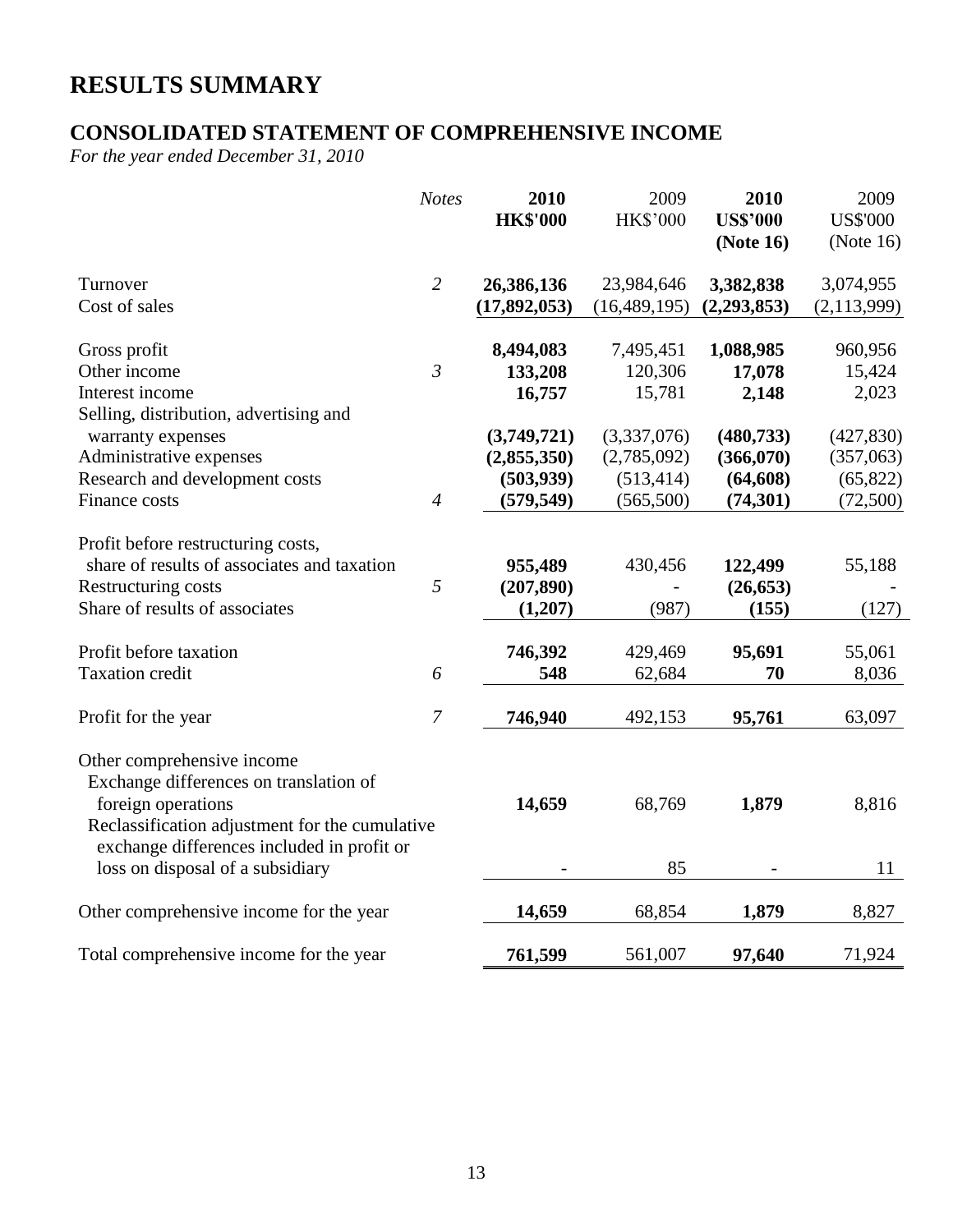# RESULTS SUMMARY

## CONSOLIDATED STATEMENT OF COMPREHENSIVE INCOME

*For the year ended December 31, 2010*

| | *Notes* | **2010 HK$'000** | 2009 HK$'000 | **2010 US$'000 (Note 16)** | 2009 US$'000 (Note 16) |
|---|---|---|---|---|---|
| Turnover | *2* | **26,386,136** | 23,984,646 | **3,382,838** | 3,074,955 |
| Cost of sales | | **(17,892,053)** | (16,489,195) | **(2,293,853)** | (2,113,999) |
| Gross profit | | **8,494,083** | 7,495,451 | **1,088,985** | 960,956 |
| Other income | *3* | **133,208** | 120,306 | **17,078** | 15,424 |
| Interest income | | **16,757** | 15,781 | **2,148** | 2,023 |
| Selling, distribution, advertising and warranty expenses | | **(3,749,721)** | (3,337,076) | **(480,733)** | (427,830) |
| Administrative expenses | | **(2,855,350)** | (2,785,092) | **(366,070)** | (357,063) |
| Research and development costs | | **(503,939)** | (513,414) | **(64,608)** | (65,822) |
| Finance costs | *4* | **(579,549)** | (565,500) | **(74,301)** | (72,500) |
| Profit before restructuring costs, share of results of associates and taxation | | **955,489** | 430,456 | **122,499** | 55,188 |
| Restructuring costs | *5* | **(207,890)** | - | **(26,653)** | - |
| Share of results of associates | | **(1,207)** | (987) | **(155)** | (127) |
| Profit before taxation | | **746,392** | 429,469 | **95,691** | 55,061 |
| Taxation credit | *6* | **548** | 62,684 | **70** | 8,036 |
| Profit for the year | *7* | **746,940** | 492,153 | **95,761** | 63,097 |
| Other comprehensive income | | | | | |
| Exchange differences on translation of foreign operations | | **14,659** | 68,769 | **1,879** | 8,816 |
| Reclassification adjustment for the cumulative exchange differences included in profit or loss on disposal of a subsidiary | | - | 85 | - | 11 |
| Other comprehensive income for the year | | **14,659** | 68,854 | **1,879** | 8,827 |
| Total comprehensive income for the year | | **761,599** | 561,007 | **97,640** | 71,924 |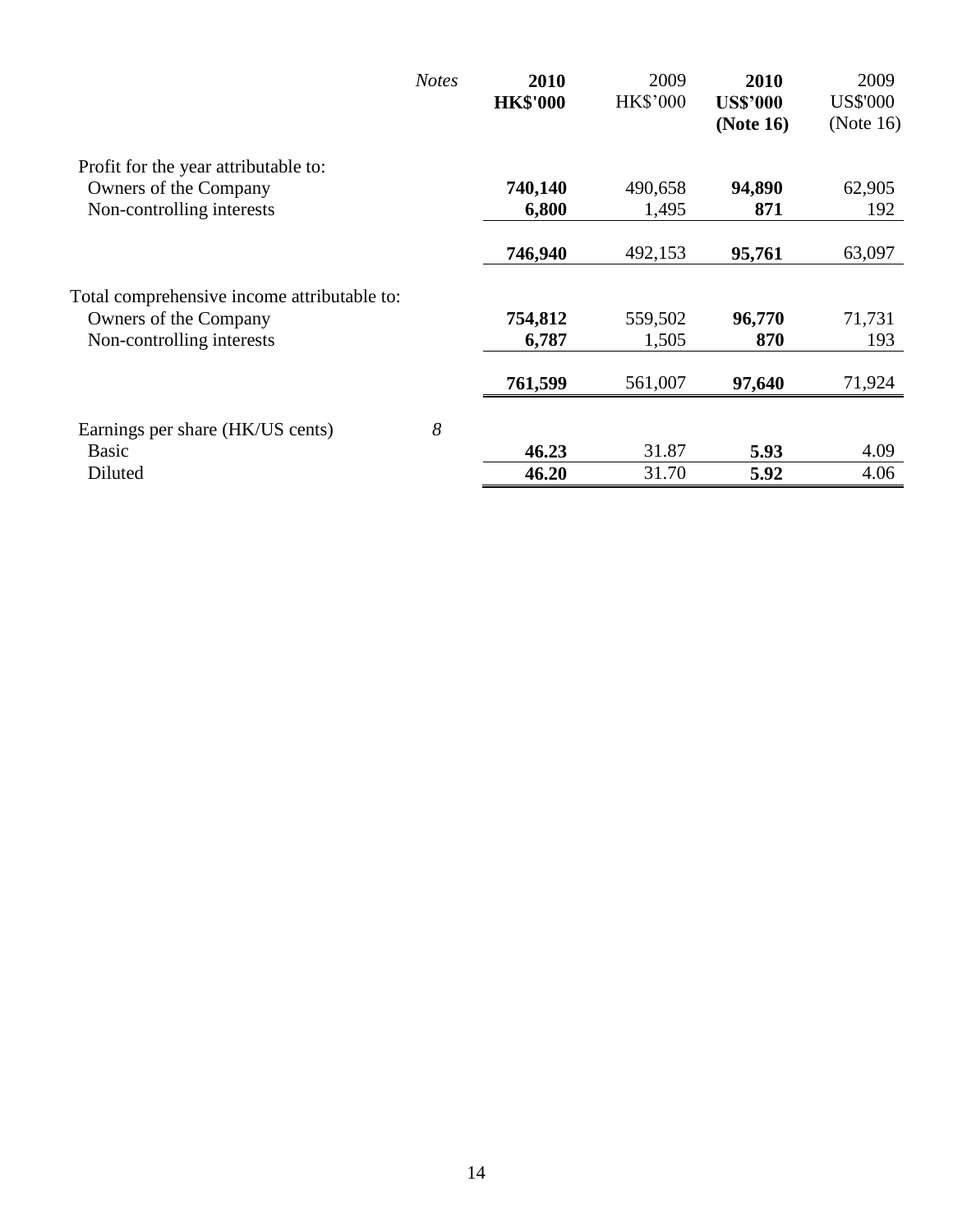| | Notes | 2010 HK$'000 | 2009 HK$'000 | 2010 US$'000 (Note 16) | 2009 US$'000 (Note 16) |
|---|---|---|---|---|---|
| Profit for the year attributable to: | | | | | |
| Owners of the Company | | **740,140** | 490,658 | **94,890** | 62,905 |
| Non-controlling interests | | **6,800** | 1,495 | **871** | 192 |
| | | **746,940** | 492,153 | **95,761** | 63,097 |
| Total comprehensive income attributable to: | | | | | |
| Owners of the Company | | **754,812** | 559,502 | **96,770** | 71,731 |
| Non-controlling interests | | **6,787** | 1,505 | **870** | 193 |
| | | **761,599** | 561,007 | **97,640** | 71,924 |
| Earnings per share (HK/US cents) | *8* | | | | |
| Basic | | **46.23** | 31.87 | **5.93** | 4.09 |
| Diluted | | **46.20** | 31.70 | **5.92** | 4.06 |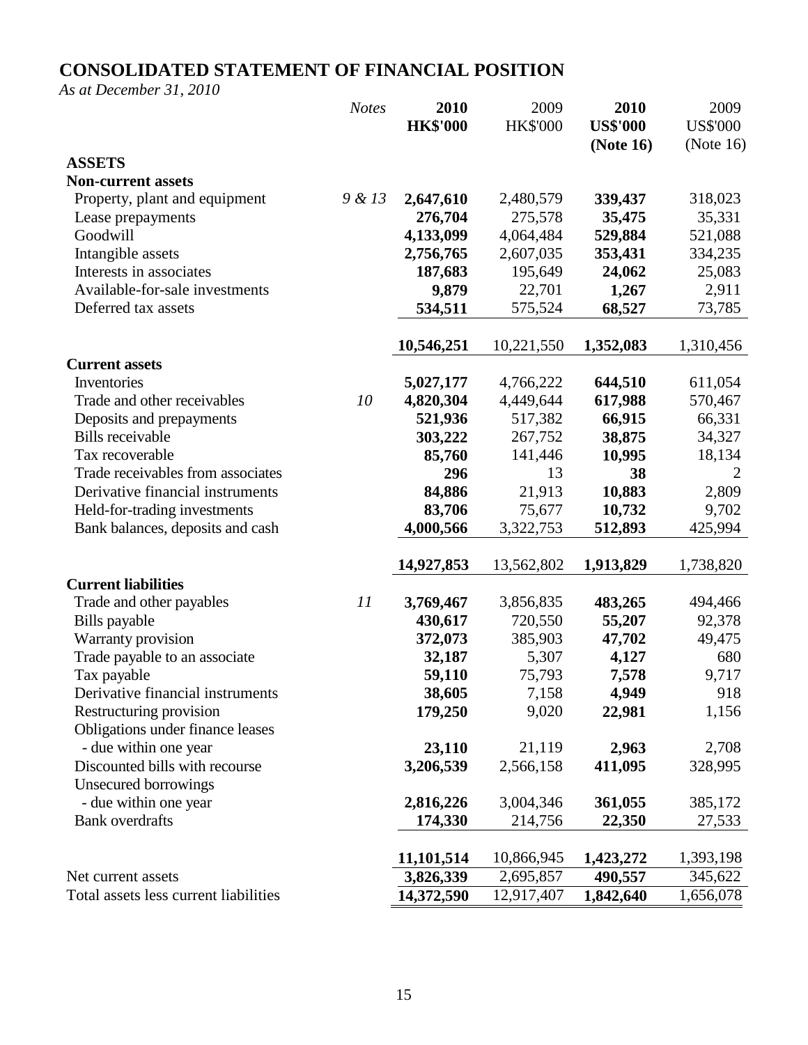# CONSOLIDATED STATEMENT OF FINANCIAL POSITION

*As at December 31, 2010*

| | *Notes* | **2010** | 2009 | **2010** | 2009 |
|---|---|---|---|---|---|
| | | **HK$'000** | HK$'000 | **US$'000** | US$'000 |
| | | | | **(Note 16)** | (Note 16) |
| **ASSETS** | | | | | |
| **Non-current assets** | | | | | |
| Property, plant and equipment | *9 & 13* | **2,647,610** | 2,480,579 | **339,437** | 318,023 |
| Lease prepayments | | **276,704** | 275,578 | **35,475** | 35,331 |
| Goodwill | | **4,133,099** | 4,064,484 | **529,884** | 521,088 |
| Intangible assets | | **2,756,765** | 2,607,035 | **353,431** | 334,235 |
| Interests in associates | | **187,683** | 195,649 | **24,062** | 25,083 |
| Available-for-sale investments | | **9,879** | 22,701 | **1,267** | 2,911 |
| Deferred tax assets | | **534,511** | 575,524 | **68,527** | 73,785 |
| | | **10,546,251** | 10,221,550 | **1,352,083** | 1,310,456 |
| **Current assets** | | | | | |
| Inventories | | **5,027,177** | 4,766,222 | **644,510** | 611,054 |
| Trade and other receivables | *10* | **4,820,304** | 4,449,644 | **617,988** | 570,467 |
| Deposits and prepayments | | **521,936** | 517,382 | **66,915** | 66,331 |
| Bills receivable | | **303,222** | 267,752 | **38,875** | 34,327 |
| Tax recoverable | | **85,760** | 141,446 | **10,995** | 18,134 |
| Trade receivables from associates | | **296** | 13 | **38** | 2 |
| Derivative financial instruments | | **84,886** | 21,913 | **10,883** | 2,809 |
| Held-for-trading investments | | **83,706** | 75,677 | **10,732** | 9,702 |
| Bank balances, deposits and cash | | **4,000,566** | 3,322,753 | **512,893** | 425,994 |
| | | **14,927,853** | 13,562,802 | **1,913,829** | 1,738,820 |
| **Current liabilities** | | | | | |
| Trade and other payables | *11* | **3,769,467** | 3,856,835 | **483,265** | 494,466 |
| Bills payable | | **430,617** | 720,550 | **55,207** | 92,378 |
| Warranty provision | | **372,073** | 385,903 | **47,702** | 49,475 |
| Trade payable to an associate | | **32,187** | 5,307 | **4,127** | 680 |
| Tax payable | | **59,110** | 75,793 | **7,578** | 9,717 |
| Derivative financial instruments | | **38,605** | 7,158 | **4,949** | 918 |
| Restructuring provision | | **179,250** | 9,020 | **22,981** | 1,156 |
| Obligations under finance leases | | | | | |
| - due within one year | | **23,110** | 21,119 | **2,963** | 2,708 |
| Discounted bills with recourse | | **3,206,539** | 2,566,158 | **411,095** | 328,995 |
| Unsecured borrowings | | | | | |
| - due within one year | | **2,816,226** | 3,004,346 | **361,055** | 385,172 |
| Bank overdrafts | | **174,330** | 214,756 | **22,350** | 27,533 |
| | | **11,101,514** | 10,866,945 | **1,423,272** | 1,393,198 |
| Net current assets | | **3,826,339** | 2,695,857 | **490,557** | 345,622 |
| Total assets less current liabilities | | **14,372,590** | 12,917,407 | **1,842,640** | 1,656,078 |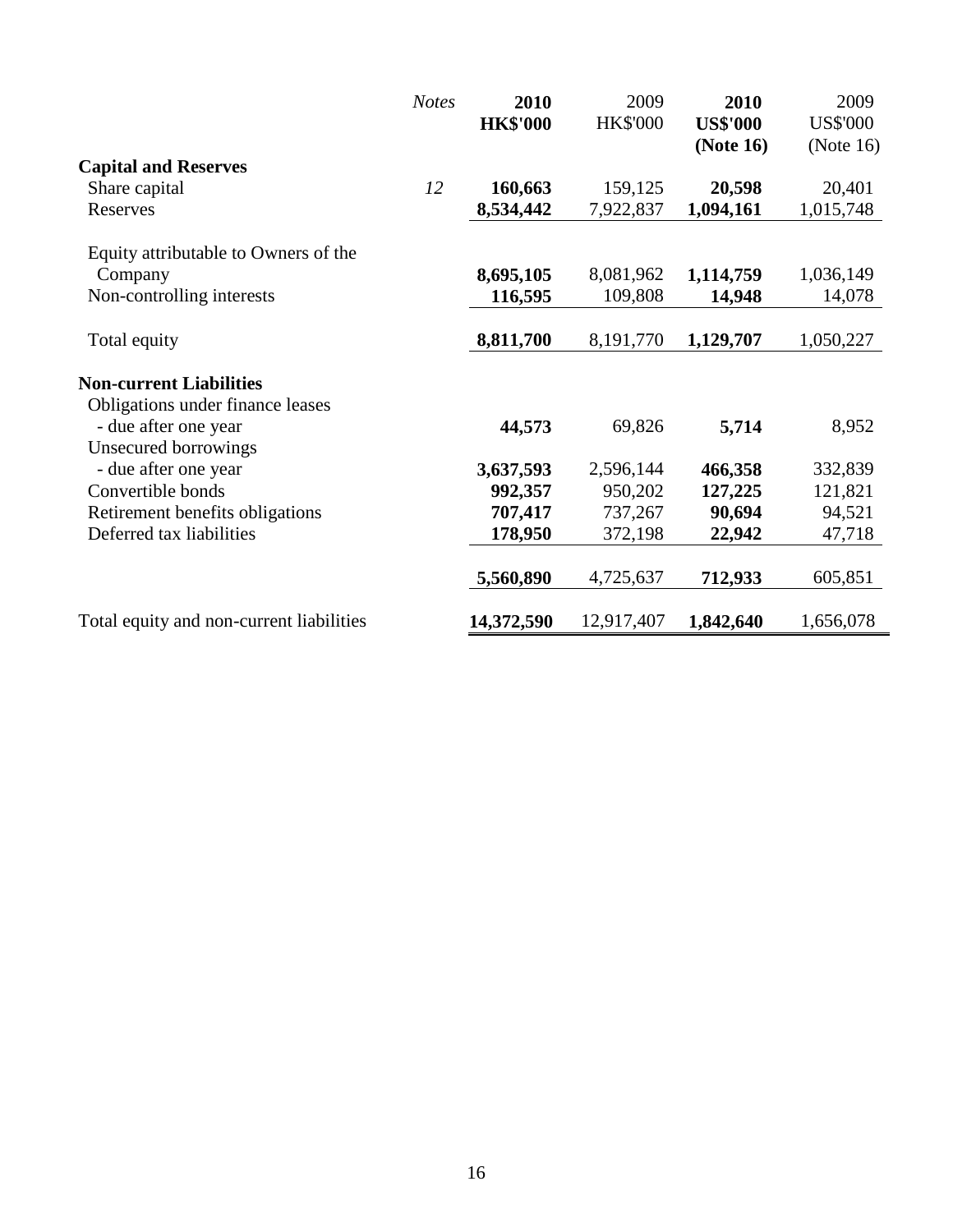| | Notes | **2010 HK$'000** | 2009 HK$'000 | **2010 US$'000 (Note 16)** | 2009 US$'000 (Note 16) |
|---|---|---|---|---|---|
| **Capital and Reserves** | | | | | |
| Share capital | *12* | **160,663** | 159,125 | **20,598** | 20,401 |
| Reserves | | **8,534,442** | 7,922,837 | **1,094,161** | 1,015,748 |
| Equity attributable to Owners of the Company | | **8,695,105** | 8,081,962 | **1,114,759** | 1,036,149 |
| Non-controlling interests | | **116,595** | 109,808 | **14,948** | 14,078 |
| Total equity | | **8,811,700** | 8,191,770 | **1,129,707** | 1,050,227 |
| **Non-current Liabilities** | | | | | |
| Obligations under finance leases | | | | | |
| - due after one year | | **44,573** | 69,826 | **5,714** | 8,952 |
| Unsecured borrowings | | | | | |
| - due after one year | | **3,637,593** | 2,596,144 | **466,358** | 332,839 |
| Convertible bonds | | **992,357** | 950,202 | **127,225** | 121,821 |
| Retirement benefits obligations | | **707,417** | 737,267 | **90,694** | 94,521 |
| Deferred tax liabilities | | **178,950** | 372,198 | **22,942** | 47,718 |
| | | **5,560,890** | 4,725,637 | **712,933** | 605,851 |
| Total equity and non-current liabilities | | **14,372,590** | 12,917,407 | **1,842,640** | 1,656,078 |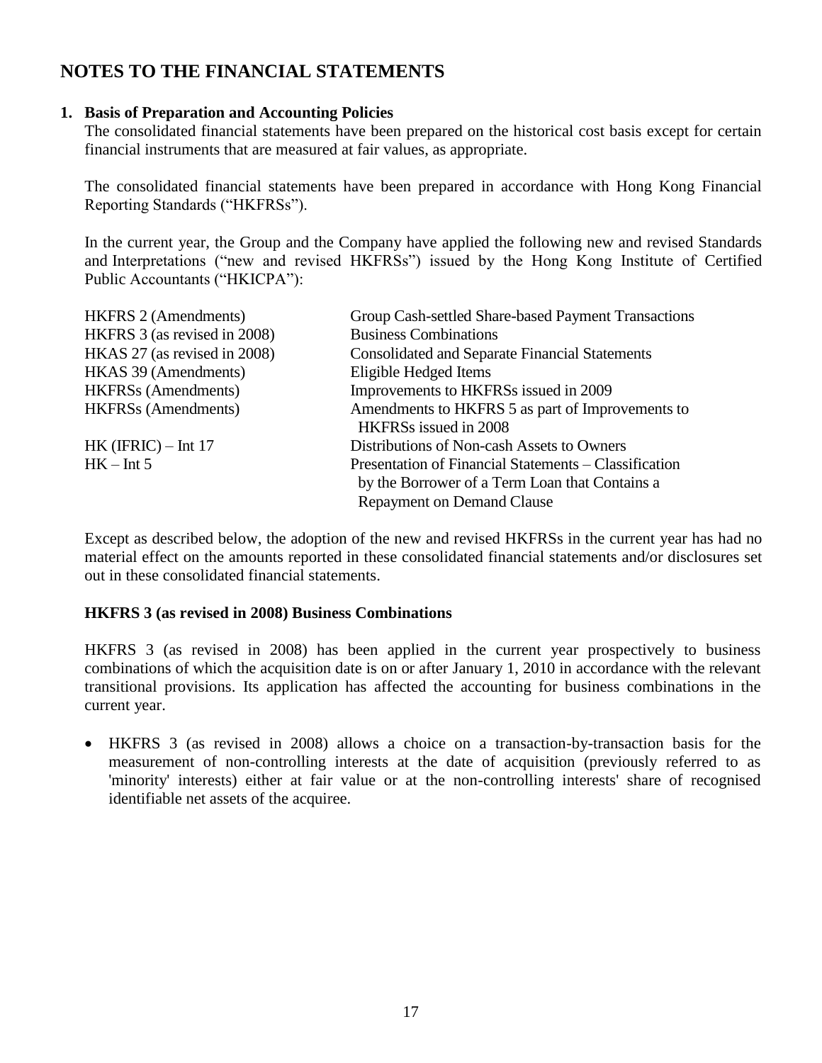# NOTES TO THE FINANCIAL STATEMENTS

## 1. Basis of Preparation and Accounting Policies

The consolidated financial statements have been prepared on the historical cost basis except for certain financial instruments that are measured at fair values, as appropriate.

The consolidated financial statements have been prepared in accordance with Hong Kong Financial Reporting Standards ("HKFRSs").

In the current year, the Group and the Company have applied the following new and revised Standards and Interpretations ("new and revised HKFRSs") issued by the Hong Kong Institute of Certified Public Accountants ("HKICPA"):

| | |
|---|---|
| HKFRS 2 (Amendments) | Group Cash-settled Share-based Payment Transactions |
| HKFRS 3 (as revised in 2008) | Business Combinations |
| HKAS 27 (as revised in 2008) | Consolidated and Separate Financial Statements |
| HKAS 39 (Amendments) | Eligible Hedged Items |
| HKFRSs (Amendments) | Improvements to HKFRSs issued in 2009 |
| HKFRSs (Amendments) | Amendments to HKFRS 5 as part of Improvements to HKFRSs issued in 2008 |
| HK (IFRIC) – Int 17 | Distributions of Non-cash Assets to Owners |
| HK – Int 5 | Presentation of Financial Statements – Classification by the Borrower of a Term Loan that Contains a Repayment on Demand Clause |

Except as described below, the adoption of the new and revised HKFRSs in the current year has had no material effect on the amounts reported in these consolidated financial statements and/or disclosures set out in these consolidated financial statements.

### HKFRS 3 (as revised in 2008) Business Combinations

HKFRS 3 (as revised in 2008) has been applied in the current year prospectively to business combinations of which the acquisition date is on or after January 1, 2010 in accordance with the relevant transitional provisions. Its application has affected the accounting for business combinations in the current year.

- HKFRS 3 (as revised in 2008) allows a choice on a transaction-by-transaction basis for the measurement of non-controlling interests at the date of acquisition (previously referred to as 'minority' interests) either at fair value or at the non-controlling interests' share of recognised identifiable net assets of the acquiree.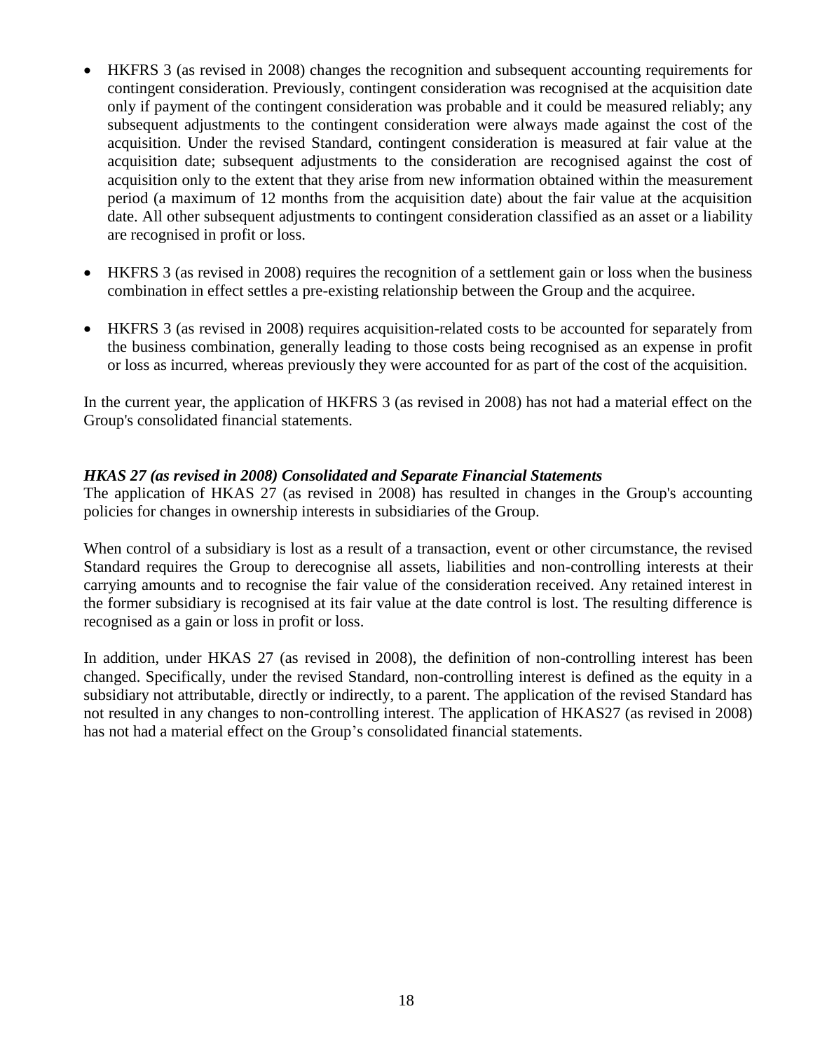- HKFRS 3 (as revised in 2008) changes the recognition and subsequent accounting requirements for contingent consideration. Previously, contingent consideration was recognised at the acquisition date only if payment of the contingent consideration was probable and it could be measured reliably; any subsequent adjustments to the contingent consideration were always made against the cost of the acquisition. Under the revised Standard, contingent consideration is measured at fair value at the acquisition date; subsequent adjustments to the consideration are recognised against the cost of acquisition only to the extent that they arise from new information obtained within the measurement period (a maximum of 12 months from the acquisition date) about the fair value at the acquisition date. All other subsequent adjustments to contingent consideration classified as an asset or a liability are recognised in profit or loss.

- HKFRS 3 (as revised in 2008) requires the recognition of a settlement gain or loss when the business combination in effect settles a pre-existing relationship between the Group and the acquiree.

- HKFRS 3 (as revised in 2008) requires acquisition-related costs to be accounted for separately from the business combination, generally leading to those costs being recognised as an expense in profit or loss as incurred, whereas previously they were accounted for as part of the cost of the acquisition.

In the current year, the application of HKFRS 3 (as revised in 2008) has not had a material effect on the Group's consolidated financial statements.

***HKAS 27 (as revised in 2008) Consolidated and Separate Financial Statements***

The application of HKAS 27 (as revised in 2008) has resulted in changes in the Group's accounting policies for changes in ownership interests in subsidiaries of the Group.

When control of a subsidiary is lost as a result of a transaction, event or other circumstance, the revised Standard requires the Group to derecognise all assets, liabilities and non-controlling interests at their carrying amounts and to recognise the fair value of the consideration received. Any retained interest in the former subsidiary is recognised at its fair value at the date control is lost. The resulting difference is recognised as a gain or loss in profit or loss.

In addition, under HKAS 27 (as revised in 2008), the definition of non-controlling interest has been changed. Specifically, under the revised Standard, non-controlling interest is defined as the equity in a subsidiary not attributable, directly or indirectly, to a parent. The application of the revised Standard has not resulted in any changes to non-controlling interest. The application of HKAS27 (as revised in 2008) has not had a material effect on the Group's consolidated financial statements.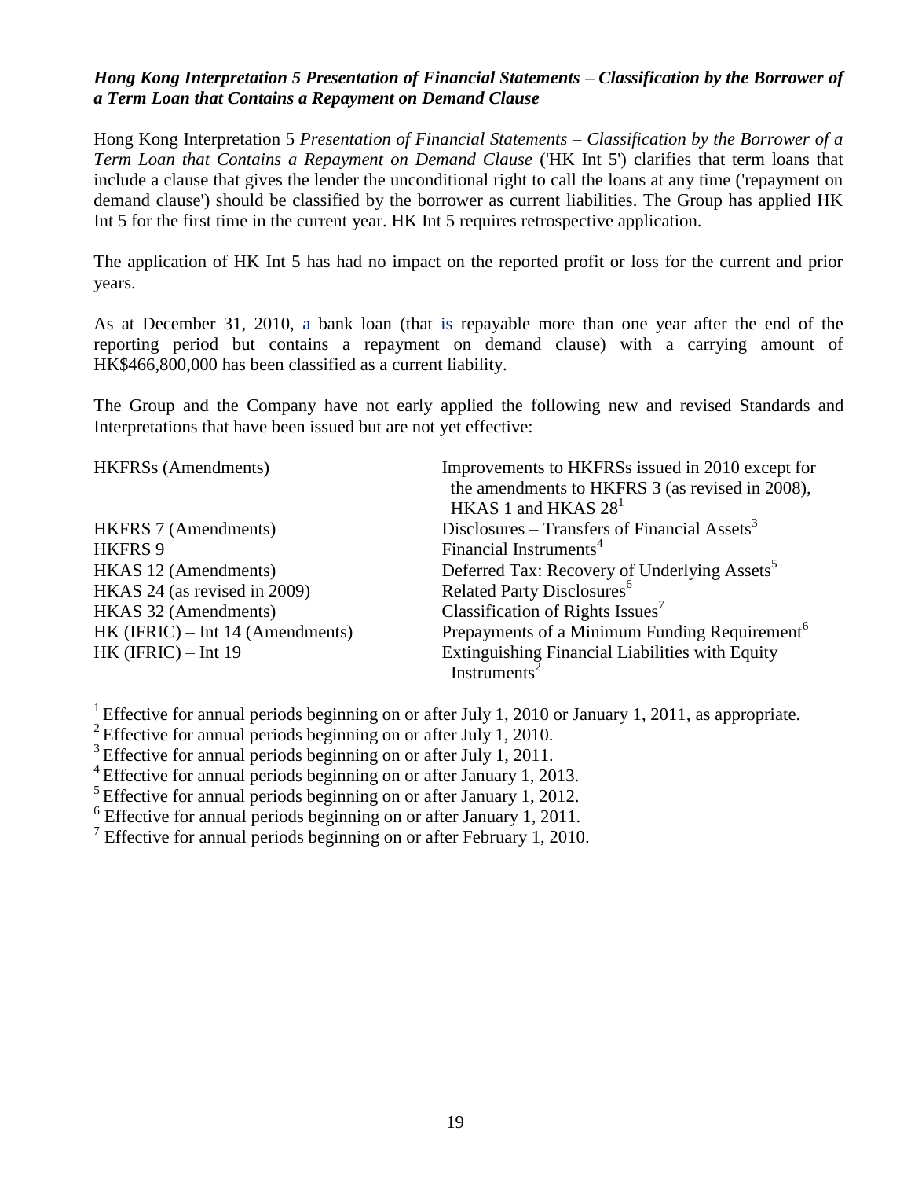***Hong Kong Interpretation 5 Presentation of Financial Statements – Classification by the Borrower of a Term Loan that Contains a Repayment on Demand Clause***

Hong Kong Interpretation 5 *Presentation of Financial Statements – Classification by the Borrower of a Term Loan that Contains a Repayment on Demand Clause* ('HK Int 5') clarifies that term loans that include a clause that gives the lender the unconditional right to call the loans at any time ('repayment on demand clause') should be classified by the borrower as current liabilities. The Group has applied HK Int 5 for the first time in the current year. HK Int 5 requires retrospective application.

The application of HK Int 5 has had no impact on the reported profit or loss for the current and prior years.

As at December 31, 2010, a bank loan (that is repayable more than one year after the end of the reporting period but contains a repayment on demand clause) with a carrying amount of HK$466,800,000 has been classified as a current liability.

The Group and the Company have not early applied the following new and revised Standards and Interpretations that have been issued but are not yet effective:

| | |
|---|---|
| HKFRSs (Amendments) | Improvements to HKFRSs issued in 2010 except for the amendments to HKFRS 3 (as revised in 2008), HKAS 1 and HKAS 28[1] |
| HKFRS 7 (Amendments) | Disclosures – Transfers of Financial Assets[3] |
| HKFRS 9 | Financial Instruments[4] |
| HKAS 12 (Amendments) | Deferred Tax: Recovery of Underlying Assets[5] |
| HKAS 24 (as revised in 2009) | Related Party Disclosures[6] |
| HKAS 32 (Amendments) | Classification of Rights Issues[7] |
| HK (IFRIC) – Int 14 (Amendments) | Prepayments of a Minimum Funding Requirement[6] |
| HK (IFRIC) – Int 19 | Extinguishing Financial Liabilities with Equity Instruments[2] |

[1] Effective for annual periods beginning on or after July 1, 2010 or January 1, 2011, as appropriate.
[2] Effective for annual periods beginning on or after July 1, 2010.
[3] Effective for annual periods beginning on or after July 1, 2011.
[4] Effective for annual periods beginning on or after January 1, 2013.
[5] Effective for annual periods beginning on or after January 1, 2012.
[6] Effective for annual periods beginning on or after January 1, 2011.
[7] Effective for annual periods beginning on or after February 1, 2010.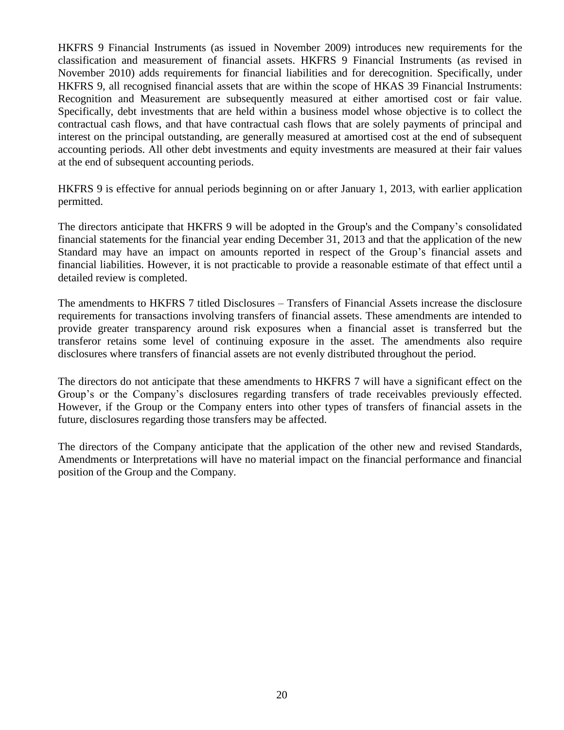HKFRS 9 Financial Instruments (as issued in November 2009) introduces new requirements for the classification and measurement of financial assets. HKFRS 9 Financial Instruments (as revised in November 2010) adds requirements for financial liabilities and for derecognition. Specifically, under HKFRS 9, all recognised financial assets that are within the scope of HKAS 39 Financial Instruments: Recognition and Measurement are subsequently measured at either amortised cost or fair value. Specifically, debt investments that are held within a business model whose objective is to collect the contractual cash flows, and that have contractual cash flows that are solely payments of principal and interest on the principal outstanding, are generally measured at amortised cost at the end of subsequent accounting periods. All other debt investments and equity investments are measured at their fair values at the end of subsequent accounting periods.

HKFRS 9 is effective for annual periods beginning on or after January 1, 2013, with earlier application permitted.

The directors anticipate that HKFRS 9 will be adopted in the Group's and the Company's consolidated financial statements for the financial year ending December 31, 2013 and that the application of the new Standard may have an impact on amounts reported in respect of the Group's financial assets and financial liabilities. However, it is not practicable to provide a reasonable estimate of that effect until a detailed review is completed.

The amendments to HKFRS 7 titled Disclosures – Transfers of Financial Assets increase the disclosure requirements for transactions involving transfers of financial assets. These amendments are intended to provide greater transparency around risk exposures when a financial asset is transferred but the transferor retains some level of continuing exposure in the asset. The amendments also require disclosures where transfers of financial assets are not evenly distributed throughout the period.

The directors do not anticipate that these amendments to HKFRS 7 will have a significant effect on the Group's or the Company's disclosures regarding transfers of trade receivables previously effected. However, if the Group or the Company enters into other types of transfers of financial assets in the future, disclosures regarding those transfers may be affected.

The directors of the Company anticipate that the application of the other new and revised Standards, Amendments or Interpretations will have no material impact on the financial performance and financial position of the Group and the Company.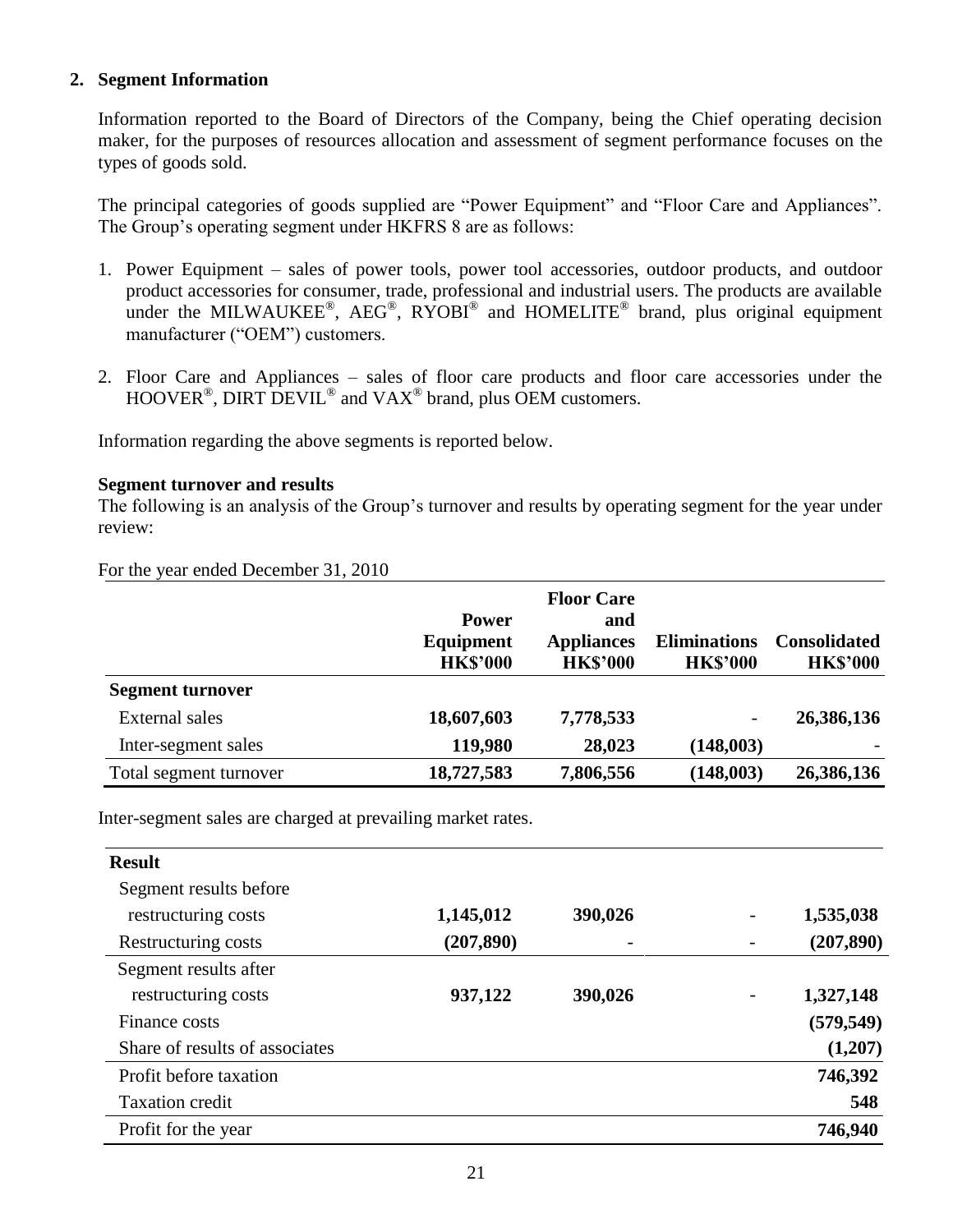## 2. Segment Information

Information reported to the Board of Directors of the Company, being the Chief operating decision maker, for the purposes of resources allocation and assessment of segment performance focuses on the types of goods sold.

The principal categories of goods supplied are "Power Equipment" and "Floor Care and Appliances". The Group's operating segment under HKFRS 8 are as follows:

1. Power Equipment – sales of power tools, power tool accessories, outdoor products, and outdoor product accessories for consumer, trade, professional and industrial users. The products are available under the MILWAUKEE®, AEG®, RYOBI® and HOMELITE® brand, plus original equipment manufacturer ("OEM") customers.

2. Floor Care and Appliances – sales of floor care products and floor care accessories under the HOOVER®, DIRT DEVIL® and VAX® brand, plus OEM customers.

Information regarding the above segments is reported below.

**Segment turnover and results**

The following is an analysis of the Group's turnover and results by operating segment for the year under review:

For the year ended December 31, 2010

| | Power Equipment HK$'000 | Floor Care and Appliances HK$'000 | Eliminations HK$'000 | Consolidated HK$'000 |
|---|---|---|---|---|
| **Segment turnover** | | | | |
| External sales | **18,607,603** | **7,778,533** | - | **26,386,136** |
| Inter-segment sales | **119,980** | **28,023** | **(148,003)** | - |
| Total segment turnover | **18,727,583** | **7,806,556** | **(148,003)** | **26,386,136** |

Inter-segment sales are charged at prevailing market rates.

| | | | | |
|---|---|---|---|---|
| **Result** | | | | |
| Segment results before restructuring costs | **1,145,012** | **390,026** | - | **1,535,038** |
| Restructuring costs | **(207,890)** | - | - | **(207,890)** |
| Segment results after restructuring costs | **937,122** | **390,026** | - | **1,327,148** |
| Finance costs | | | | **(579,549)** |
| Share of results of associates | | | | **(1,207)** |
| Profit before taxation | | | | **746,392** |
| Taxation credit | | | | **548** |
| Profit for the year | | | | **746,940** |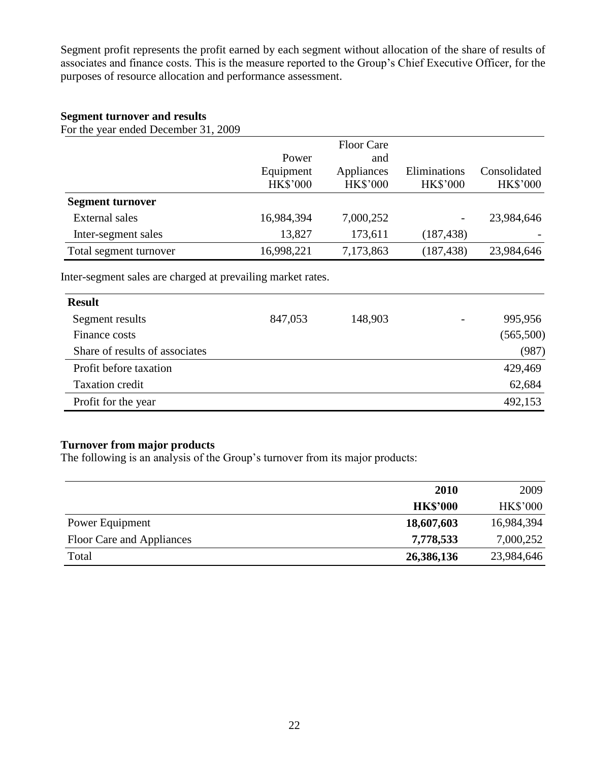Segment profit represents the profit earned by each segment without allocation of the share of results of associates and finance costs. This is the measure reported to the Group's Chief Executive Officer, for the purposes of resource allocation and performance assessment.

**Segment turnover and results**

For the year ended December 31, 2009

| | Power Equipment HK$'000 | Floor Care and Appliances HK$'000 | Eliminations HK$'000 | Consolidated HK$'000 |
|---|---|---|---|---|
| **Segment turnover** | | | | |
| External sales | 16,984,394 | 7,000,252 | - | 23,984,646 |
| Inter-segment sales | 13,827 | 173,611 | (187,438) | - |
| Total segment turnover | 16,998,221 | 7,173,863 | (187,438) | 23,984,646 |

Inter-segment sales are charged at prevailing market rates.

| | | | | |
|---|---|---|---|---|
| **Result** | | | | |
| Segment results | 847,053 | 148,903 | - | 995,956 |
| Finance costs | | | | (565,500) |
| Share of results of associates | | | | (987) |
| Profit before taxation | | | | 429,469 |
| Taxation credit | | | | 62,684 |
| Profit for the year | | | | 492,153 |

**Turnover from major products**

The following is an analysis of the Group's turnover from its major products:

| | **2010** | 2009 |
|---|---|---|
| | **HK$'000** | HK$'000 |
| Power Equipment | **18,607,603** | 16,984,394 |
| Floor Care and Appliances | **7,778,533** | 7,000,252 |
| Total | **26,386,136** | 23,984,646 |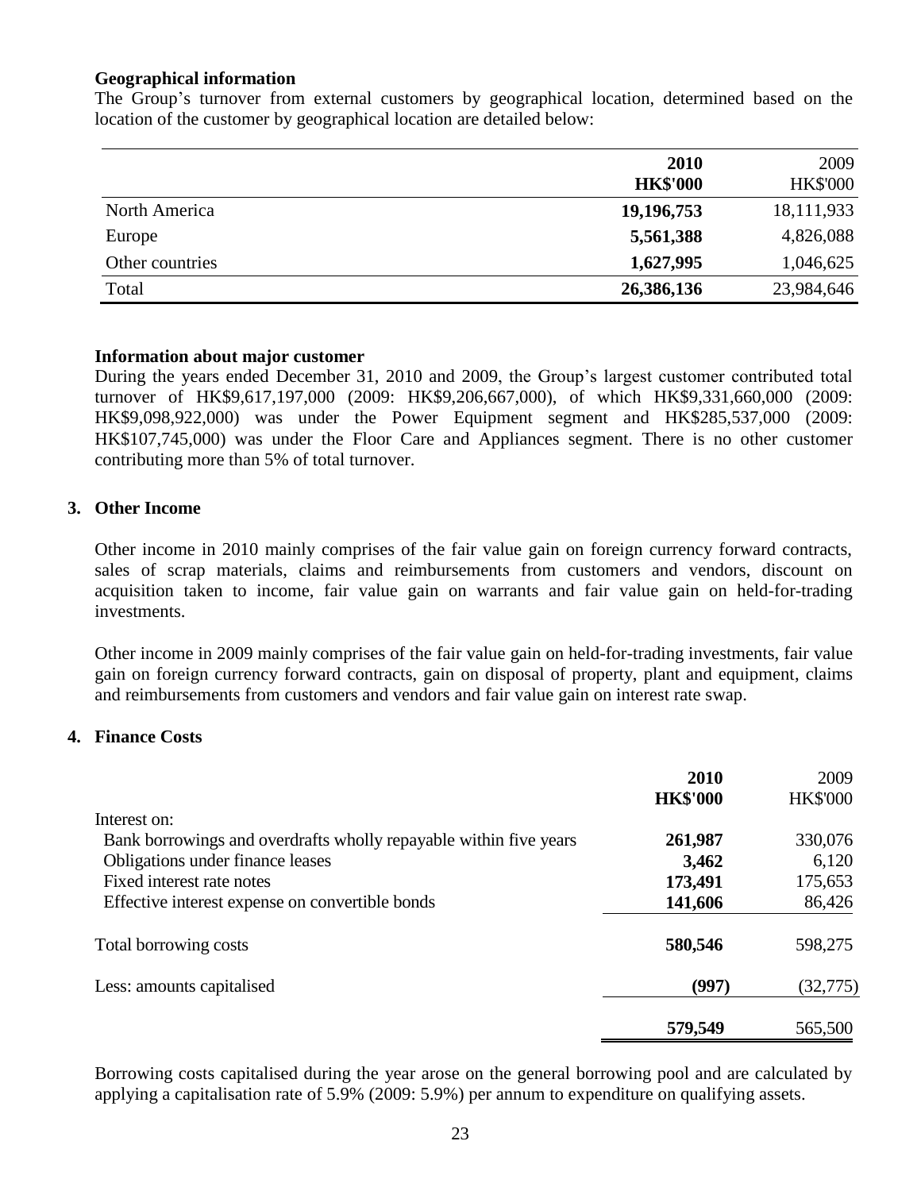**Geographical information**

The Group's turnover from external customers by geographical location, determined based on the location of the customer by geographical location are detailed below:

| | **2010** | 2009 |
|---|---|---|
| | **HK$'000** | HK$'000 |
| North America | **19,196,753** | 18,111,933 |
| Europe | **5,561,388** | 4,826,088 |
| Other countries | **1,627,995** | 1,046,625 |
| Total | **26,386,136** | 23,984,646 |

**Information about major customer**

During the years ended December 31, 2010 and 2009, the Group's largest customer contributed total turnover of HK$9,617,197,000 (2009: HK$9,206,667,000), of which HK$9,331,660,000 (2009: HK$9,098,922,000) was under the Power Equipment segment and HK$285,537,000 (2009: HK$107,745,000) was under the Floor Care and Appliances segment. There is no other customer contributing more than 5% of total turnover.

## 3. Other Income

Other income in 2010 mainly comprises of the fair value gain on foreign currency forward contracts, sales of scrap materials, claims and reimbursements from customers and vendors, discount on acquisition taken to income, fair value gain on warrants and fair value gain on held-for-trading investments.

Other income in 2009 mainly comprises of the fair value gain on held-for-trading investments, fair value gain on foreign currency forward contracts, gain on disposal of property, plant and equipment, claims and reimbursements from customers and vendors and fair value gain on interest rate swap.

## 4. Finance Costs

| | **2010** | 2009 |
|---|---|---|
| | **HK$'000** | HK$'000 |
| Interest on: | | |
| Bank borrowings and overdrafts wholly repayable within five years | **261,987** | 330,076 |
| Obligations under finance leases | **3,462** | 6,120 |
| Fixed interest rate notes | **173,491** | 175,653 |
| Effective interest expense on convertible bonds | **141,606** | 86,426 |
| Total borrowing costs | **580,546** | 598,275 |
| Less: amounts capitalised | **(997)** | (32,775) |
| | **579,549** | 565,500 |

Borrowing costs capitalised during the year arose on the general borrowing pool and are calculated by applying a capitalisation rate of 5.9% (2009: 5.9%) per annum to expenditure on qualifying assets.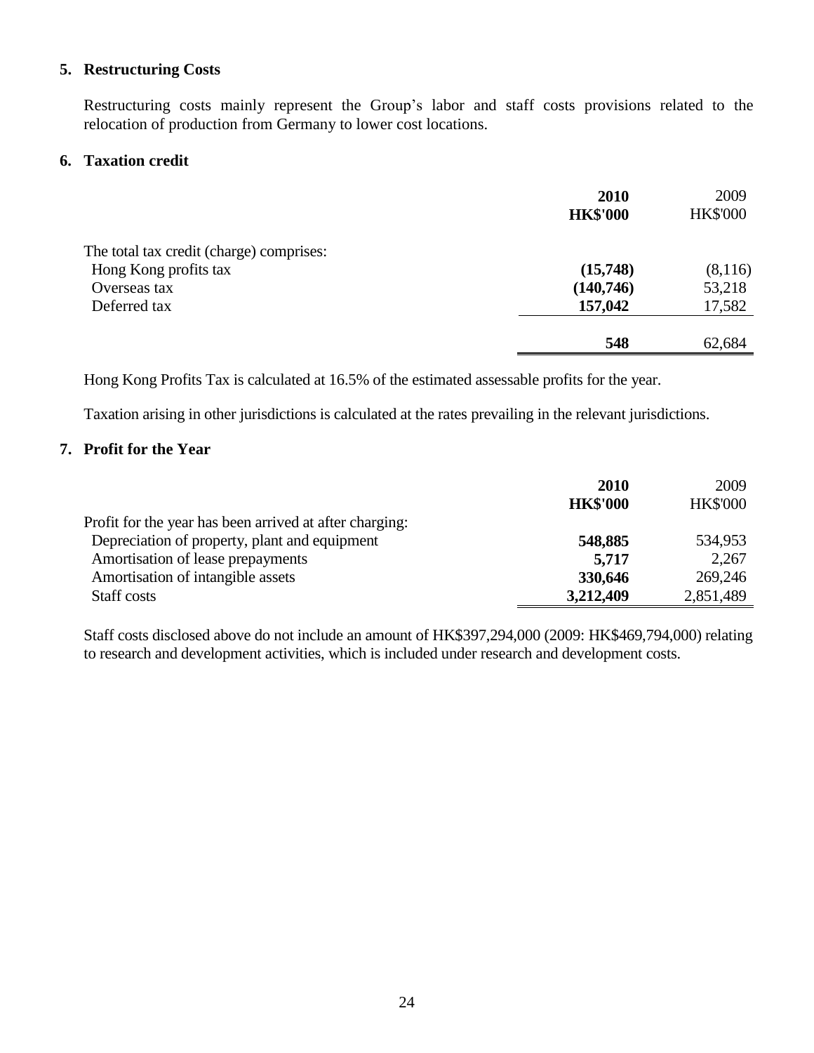## 5. Restructuring Costs

Restructuring costs mainly represent the Group's labor and staff costs provisions related to the relocation of production from Germany to lower cost locations.

## 6. Taxation credit

| | **2010** | 2009 |
|---|---|---|
| | **HK$'000** | HK$'000 |
| The total tax credit (charge) comprises: | | |
| Hong Kong profits tax | **(15,748)** | (8,116) |
| Overseas tax | **(140,746)** | 53,218 |
| Deferred tax | **157,042** | 17,582 |
| | **548** | 62,684 |

Hong Kong Profits Tax is calculated at 16.5% of the estimated assessable profits for the year.

Taxation arising in other jurisdictions is calculated at the rates prevailing in the relevant jurisdictions.

## 7. Profit for the Year

| | **2010** | 2009 |
|---|---|---|
| | **HK$'000** | HK$'000 |
| Profit for the year has been arrived at after charging: | | |
| Depreciation of property, plant and equipment | **548,885** | 534,953 |
| Amortisation of lease prepayments | **5,717** | 2,267 |
| Amortisation of intangible assets | **330,646** | 269,246 |
| Staff costs | **3,212,409** | 2,851,489 |

Staff costs disclosed above do not include an amount of HK$397,294,000 (2009: HK$469,794,000) relating to research and development activities, which is included under research and development costs.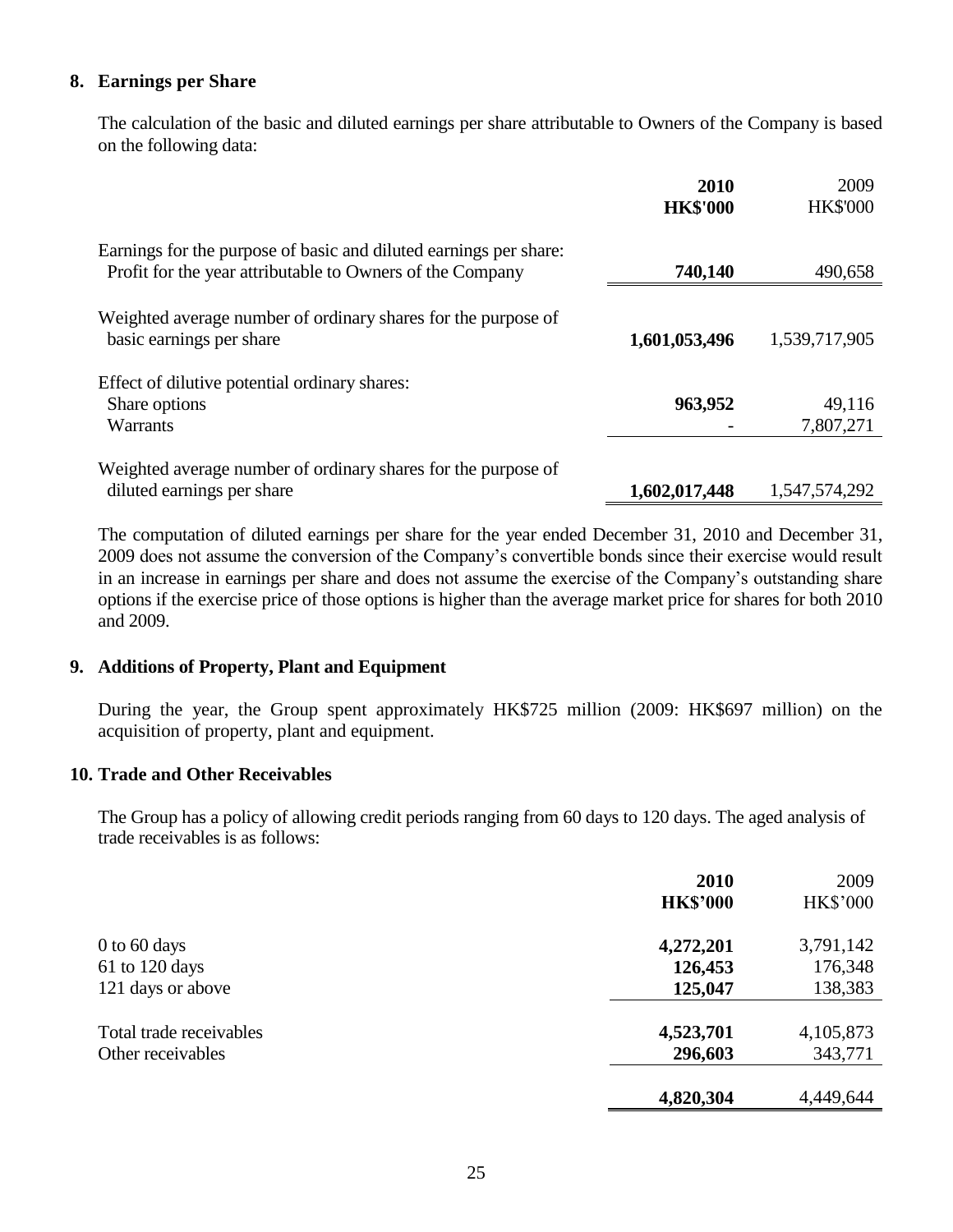## 8. Earnings per Share

The calculation of the basic and diluted earnings per share attributable to Owners of the Company is based on the following data:

| | **2010** **HK$'000** | 2009 HK$'000 |
|---|---|---|
| Earnings for the purpose of basic and diluted earnings per share: | | |
| Profit for the year attributable to Owners of the Company | **740,140** | 490,658 |
| Weighted average number of ordinary shares for the purpose of basic earnings per share | **1,601,053,496** | 1,539,717,905 |
| Effect of dilutive potential ordinary shares: | | |
| Share options | **963,952** | 49,116 |
| Warrants | **-** | 7,807,271 |
| Weighted average number of ordinary shares for the purpose of diluted earnings per share | **1,602,017,448** | 1,547,574,292 |

The computation of diluted earnings per share for the year ended December 31, 2010 and December 31, 2009 does not assume the conversion of the Company's convertible bonds since their exercise would result in an increase in earnings per share and does not assume the exercise of the Company's outstanding share options if the exercise price of those options is higher than the average market price for shares for both 2010 and 2009.

## 9. Additions of Property, Plant and Equipment

During the year, the Group spent approximately HK$725 million (2009: HK$697 million) on the acquisition of property, plant and equipment.

## 10. Trade and Other Receivables

The Group has a policy of allowing credit periods ranging from 60 days to 120 days. The aged analysis of trade receivables is as follows:

| | **2010** **HK$'000** | 2009 HK$'000 |
|---|---|---|
| 0 to 60 days | **4,272,201** | 3,791,142 |
| 61 to 120 days | **126,453** | 176,348 |
| 121 days or above | **125,047** | 138,383 |
| Total trade receivables | **4,523,701** | 4,105,873 |
| Other receivables | **296,603** | 343,771 |
| | **4,820,304** | 4,449,644 |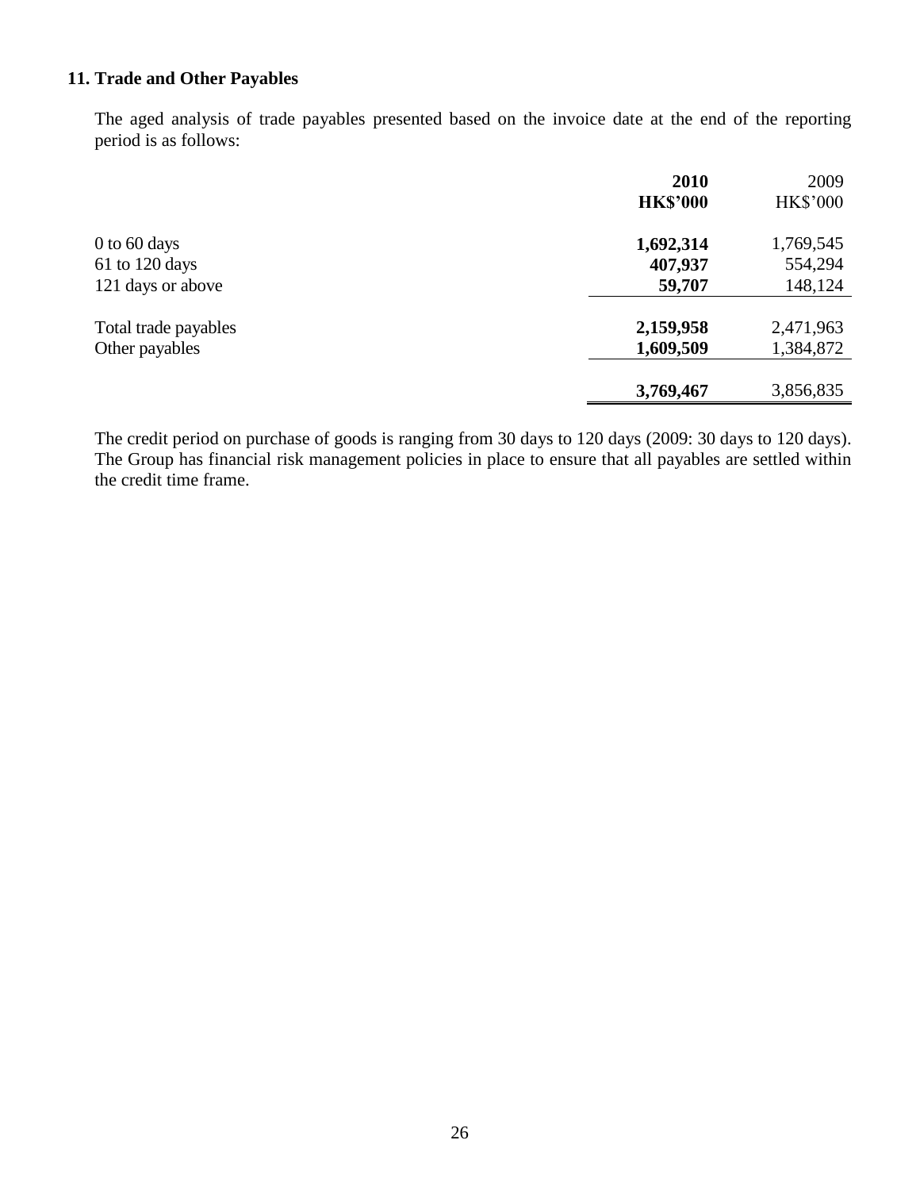### 11. Trade and Other Payables

The aged analysis of trade payables presented based on the invoice date at the end of the reporting period is as follows:

| | **2010** | 2009 |
|---|---|---|
| | **HK\$'000** | HK\$'000 |
| 0 to 60 days | **1,692,314** | 1,769,545 |
| 61 to 120 days | **407,937** | 554,294 |
| 121 days or above | **59,707** | 148,124 |
| Total trade payables | **2,159,958** | 2,471,963 |
| Other payables | **1,609,509** | 1,384,872 |
| | **3,769,467** | 3,856,835 |

The credit period on purchase of goods is ranging from 30 days to 120 days (2009: 30 days to 120 days). The Group has financial risk management policies in place to ensure that all payables are settled within the credit time frame.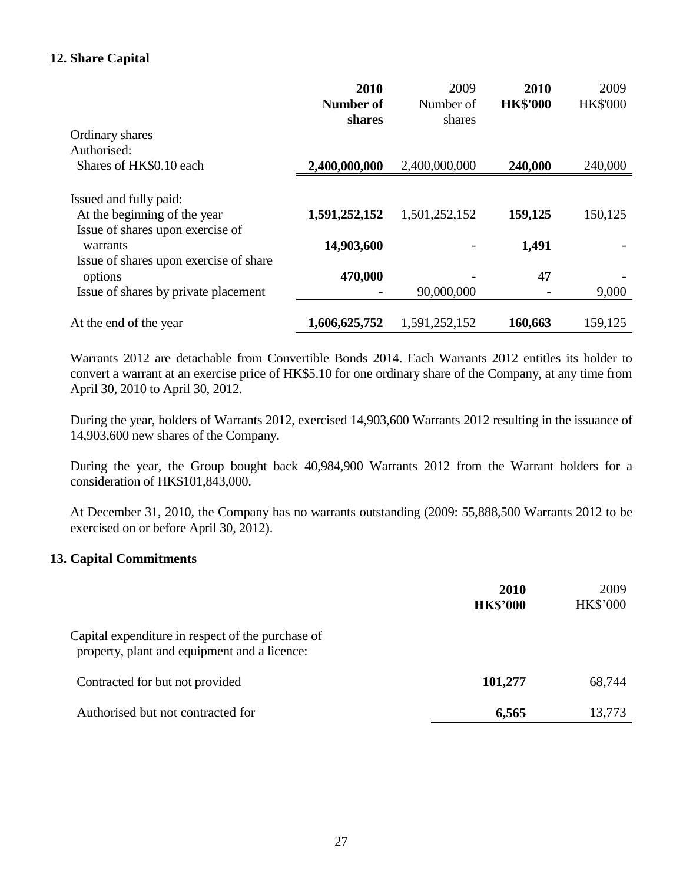## 12. Share Capital

| | 2010 Number of shares | 2009 Number of shares | 2010 HK$'000 | 2009 HK$'000 |
|---|---|---|---|---|
| Ordinary shares | | | | |
| Authorised: | | | | |
| Shares of HK$0.10 each | **2,400,000,000** | 2,400,000,000 | **240,000** | 240,000 |
| Issued and fully paid: | | | | |
| At the beginning of the year | **1,591,252,152** | 1,501,252,152 | **159,125** | 150,125 |
| Issue of shares upon exercise of warrants | **14,903,600** | - | **1,491** | - |
| Issue of shares upon exercise of share options | **470,000** | - | **47** | - |
| Issue of shares by private placement | - | 90,000,000 | - | 9,000 |
| At the end of the year | **1,606,625,752** | 1,591,252,152 | **160,663** | 159,125 |

Warrants 2012 are detachable from Convertible Bonds 2014. Each Warrants 2012 entitles its holder to convert a warrant at an exercise price of HK$5.10 for one ordinary share of the Company, at any time from April 30, 2010 to April 30, 2012.

During the year, holders of Warrants 2012, exercised 14,903,600 Warrants 2012 resulting in the issuance of 14,903,600 new shares of the Company.

During the year, the Group bought back 40,984,900 Warrants 2012 from the Warrant holders for a consideration of HK$101,843,000.

At December 31, 2010, the Company has no warrants outstanding (2009: 55,888,500 Warrants 2012 to be exercised on or before April 30, 2012).

## 13. Capital Commitments

| | 2010 HK$'000 | 2009 HK$'000 |
|---|---|---|
| Capital expenditure in respect of the purchase of property, plant and equipment and a licence: | | |
| Contracted for but not provided | **101,277** | 68,744 |
| Authorised but not contracted for | **6,565** | 13,773 |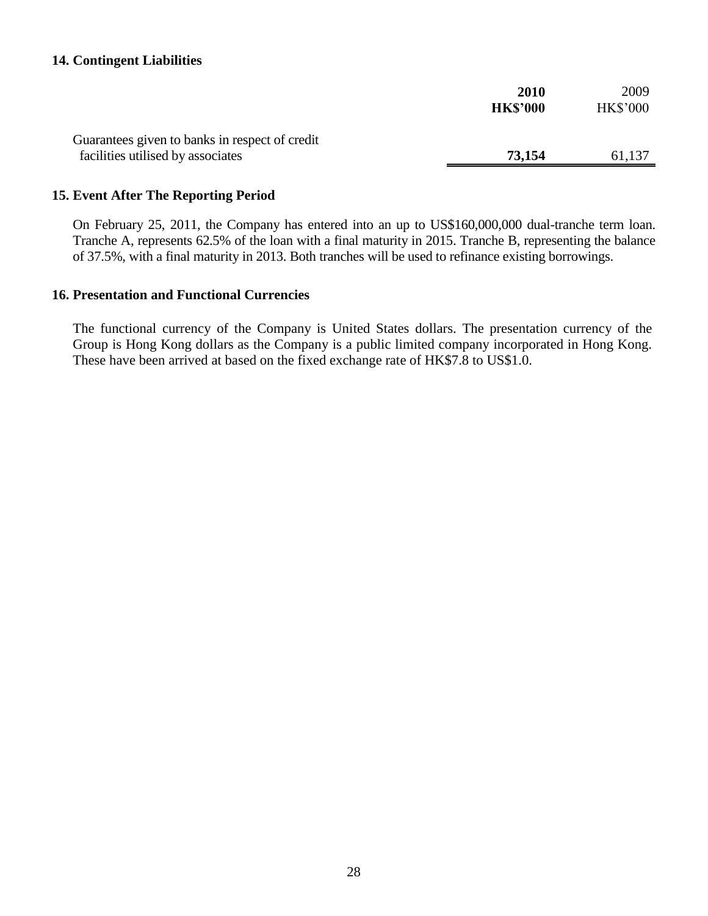### 14. Contingent Liabilities

| | 2010 HK$'000 | 2009 HK$'000 |
|---|---|---|
| Guarantees given to banks in respect of credit facilities utilised by associates | **73,154** | 61,137 |

### 15. Event After The Reporting Period

On February 25, 2011, the Company has entered into an up to US$160,000,000 dual-tranche term loan. Tranche A, represents 62.5% of the loan with a final maturity in 2015. Tranche B, representing the balance of 37.5%, with a final maturity in 2013. Both tranches will be used to refinance existing borrowings.

### 16. Presentation and Functional Currencies

The functional currency of the Company is United States dollars. The presentation currency of the Group is Hong Kong dollars as the Company is a public limited company incorporated in Hong Kong. These have been arrived at based on the fixed exchange rate of HK$7.8 to US$1.0.